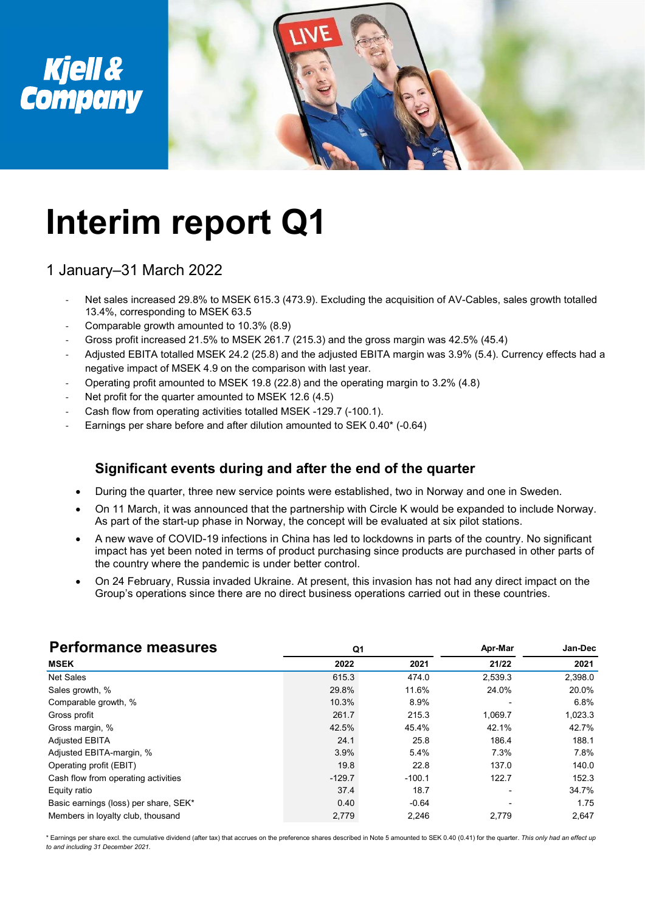# Interim report Q1

1 January–31 March 2022

- Net sales increased 29.8% to MSEK 615.3 (473.9). Excluding the acquisition of AV-Cables, sales growth totalled 13.4%, corresponding to MSEK 63.5
- Comparable growth amounted to 10.3% (8.9)
- Gross profit increased 21.5% to MSEK 261.7 (215.3) and the gross margin was 42.5% (45.4)
- Adjusted EBITA totalled MSEK 24.2 (25.8) and the adjusted EBITA margin was 3.9% (5.4). Currency effects had a negative impact of MSEK 4.9 on the comparison with last year.
- Operating profit amounted to MSEK 19.8 (22.8) and the operating margin to 3.2% (4.8)
- Net profit for the quarter amounted to MSEK 12.6 (4.5)
- Cash flow from operating activities totalled MSEK -129.7 (-100.1).
- Earnings per share before and after dilution amounted to SEK 0.40* (-0.64)

## Significant events during and after the end of the quarter

- During the quarter, three new service points were established, two in Norway and one in Sweden.
- On 11 March, it was announced that the partnership with Circle K would be expanded to include Norway. As part of the start-up phase in Norway, the concept will be evaluated at six pilot stations.
- A new wave of COVID-19 infections in China has led to lockdowns in parts of the country. No significant impact has yet been noted in terms of product purchasing since products are purchased in other parts of the country where the pandemic is under better control.
- On 24 February, Russia invaded Ukraine. At present, this invasion has not had any direct impact on the Group's operations since there are no direct business operations carried out in these countries.

## Performance measures

| | Q1 | | Apr-Mar | Jan-Dec |
|---|---|---|---|---|
| MSEK | 2022 | 2021 | 21/22 | 2021 |
| Net Sales | 615.3 | 474.0 | 2,539.3 | 2,398.0 |
| Sales growth, % | 29.8% | 11.6% | 24.0% | 20.0% |
| Comparable growth, % | 10.3% | 8.9% | - | 6.8% |
| Gross profit | 261.7 | 215.3 | 1,069.7 | 1,023.3 |
| Gross margin, % | 42.5% | 45.4% | 42.1% | 42.7% |
| Adjusted EBITA | 24.1 | 25.8 | 186.4 | 188.1 |
| Adjusted EBITA-margin, % | 3.9% | 5.4% | 7.3% | 7.8% |
| Operating profit (EBIT) | 19.8 | 22.8 | 137.0 | 140.0 |
| Cash flow from operating activities | -129.7 | -100.1 | 122.7 | 152.3 |
| Equity ratio | 37.4 | 18.7 | - | 34.7% |
| Basic earnings (loss) per share, SEK* | 0.40 | -0.64 | - | 1.75 |
| Members in loyalty club, thousand | 2,779 | 2,246 | 2,779 | 2,647 |

\* Earnings per share excl. the cumulative dividend (after tax) that accrues on the preference shares described in Note 5 amounted to SEK 0.40 (0.41) for the quarter. *This only had an effect up to and including 31 December 2021.*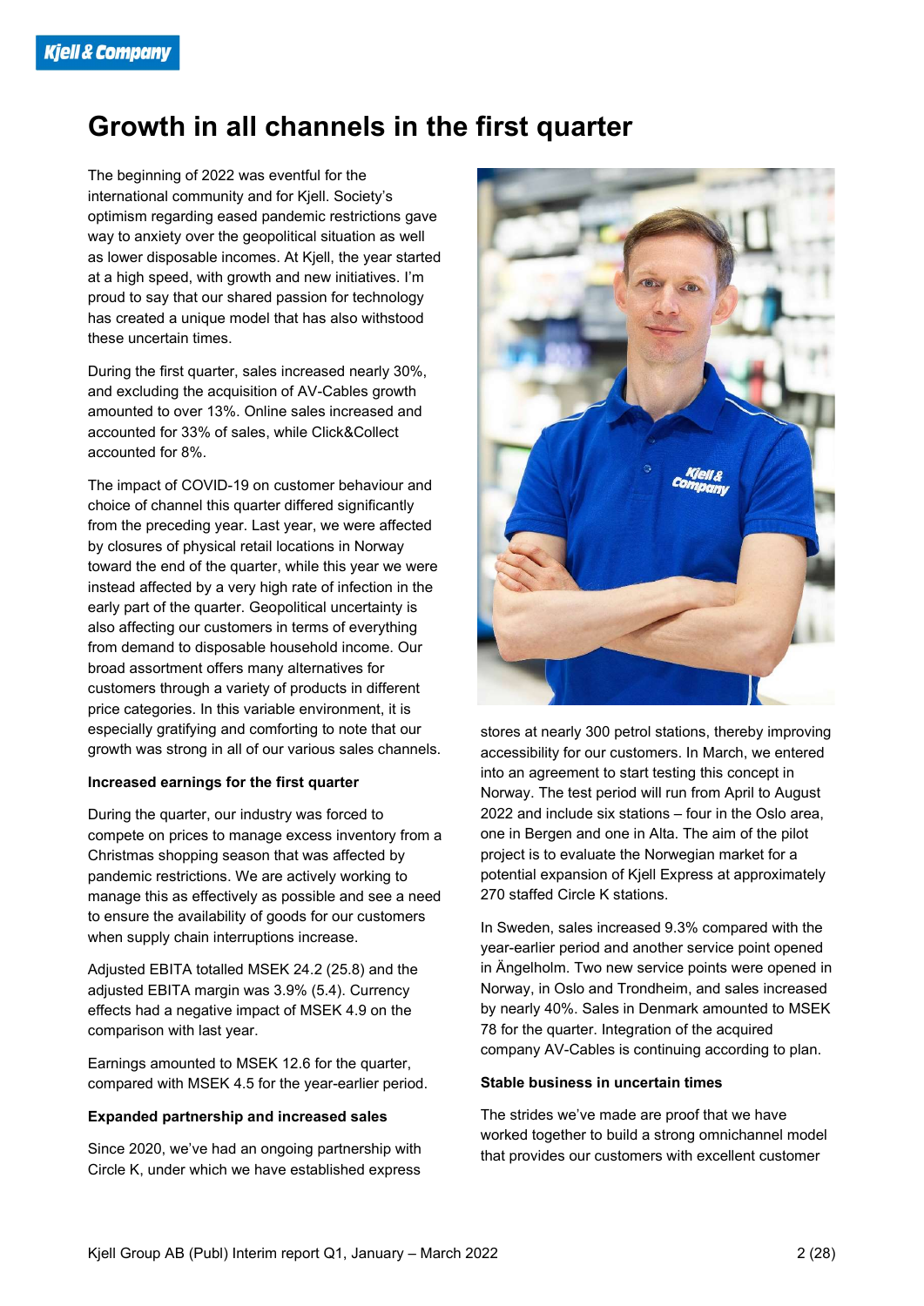# Growth in all channels in the first quarter

The beginning of 2022 was eventful for the international community and for Kjell. Society's optimism regarding eased pandemic restrictions gave way to anxiety over the geopolitical situation as well as lower disposable incomes. At Kjell, the year started at a high speed, with growth and new initiatives. I'm proud to say that our shared passion for technology has created a unique model that has also withstood these uncertain times.

During the first quarter, sales increased nearly 30%, and excluding the acquisition of AV-Cables growth amounted to over 13%. Online sales increased and accounted for 33% of sales, while Click&Collect accounted for 8%.

The impact of COVID-19 on customer behaviour and choice of channel this quarter differed significantly from the preceding year. Last year, we were affected by closures of physical retail locations in Norway toward the end of the quarter, while this year we were instead affected by a very high rate of infection in the early part of the quarter. Geopolitical uncertainty is also affecting our customers in terms of everything from demand to disposable household income. Our broad assortment offers many alternatives for customers through a variety of products in different price categories. In this variable environment, it is especially gratifying and comforting to note that our growth was strong in all of our various sales channels.

**Increased earnings for the first quarter**

During the quarter, our industry was forced to compete on prices to manage excess inventory from a Christmas shopping season that was affected by pandemic restrictions. We are actively working to manage this as effectively as possible and see a need to ensure the availability of goods for our customers when supply chain interruptions increase.

Adjusted EBITA totalled MSEK 24.2 (25.8) and the adjusted EBITA margin was 3.9% (5.4). Currency effects had a negative impact of MSEK 4.9 on the comparison with last year.

Earnings amounted to MSEK 12.6 for the quarter, compared with MSEK 4.5 for the year-earlier period.

**Expanded partnership and increased sales**

Since 2020, we've had an ongoing partnership with Circle K, under which we have established express stores at nearly 300 petrol stations, thereby improving accessibility for our customers. In March, we entered into an agreement to start testing this concept in Norway. The test period will run from April to August 2022 and include six stations – four in the Oslo area, one in Bergen and one in Alta. The aim of the pilot project is to evaluate the Norwegian market for a potential expansion of Kjell Express at approximately 270 staffed Circle K stations.

In Sweden, sales increased 9.3% compared with the year-earlier period and another service point opened in Ängelholm. Two new service points were opened in Norway, in Oslo and Trondheim, and sales increased by nearly 40%. Sales in Denmark amounted to MSEK 78 for the quarter. Integration of the acquired company AV-Cables is continuing according to plan.

**Stable business in uncertain times**

The strides we've made are proof that we have worked together to build a strong omnichannel model that provides our customers with excellent customer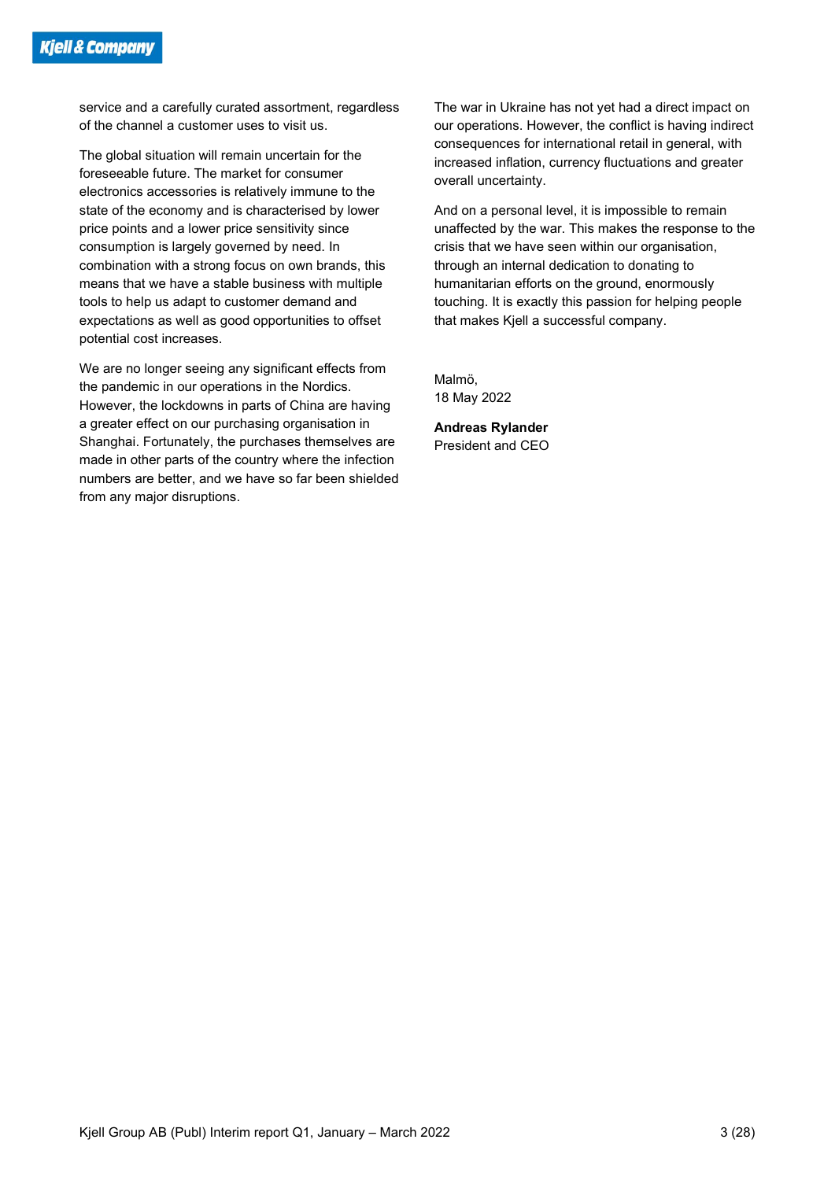service and a carefully curated assortment, regardless of the channel a customer uses to visit us.

The global situation will remain uncertain for the foreseeable future. The market for consumer electronics accessories is relatively immune to the state of the economy and is characterised by lower price points and a lower price sensitivity since consumption is largely governed by need. In combination with a strong focus on own brands, this means that we have a stable business with multiple tools to help us adapt to customer demand and expectations as well as good opportunities to offset potential cost increases.

We are no longer seeing any significant effects from the pandemic in our operations in the Nordics. However, the lockdowns in parts of China are having a greater effect on our purchasing organisation in Shanghai. Fortunately, the purchases themselves are made in other parts of the country where the infection numbers are better, and we have so far been shielded from any major disruptions.

The war in Ukraine has not yet had a direct impact on our operations. However, the conflict is having indirect consequences for international retail in general, with increased inflation, currency fluctuations and greater overall uncertainty.

And on a personal level, it is impossible to remain unaffected by the war. This makes the response to the crisis that we have seen within our organisation, through an internal dedication to donating to humanitarian efforts on the ground, enormously touching. It is exactly this passion for helping people that makes Kjell a successful company.

Malmö,
18 May 2022

**Andreas Rylander**
President and CEO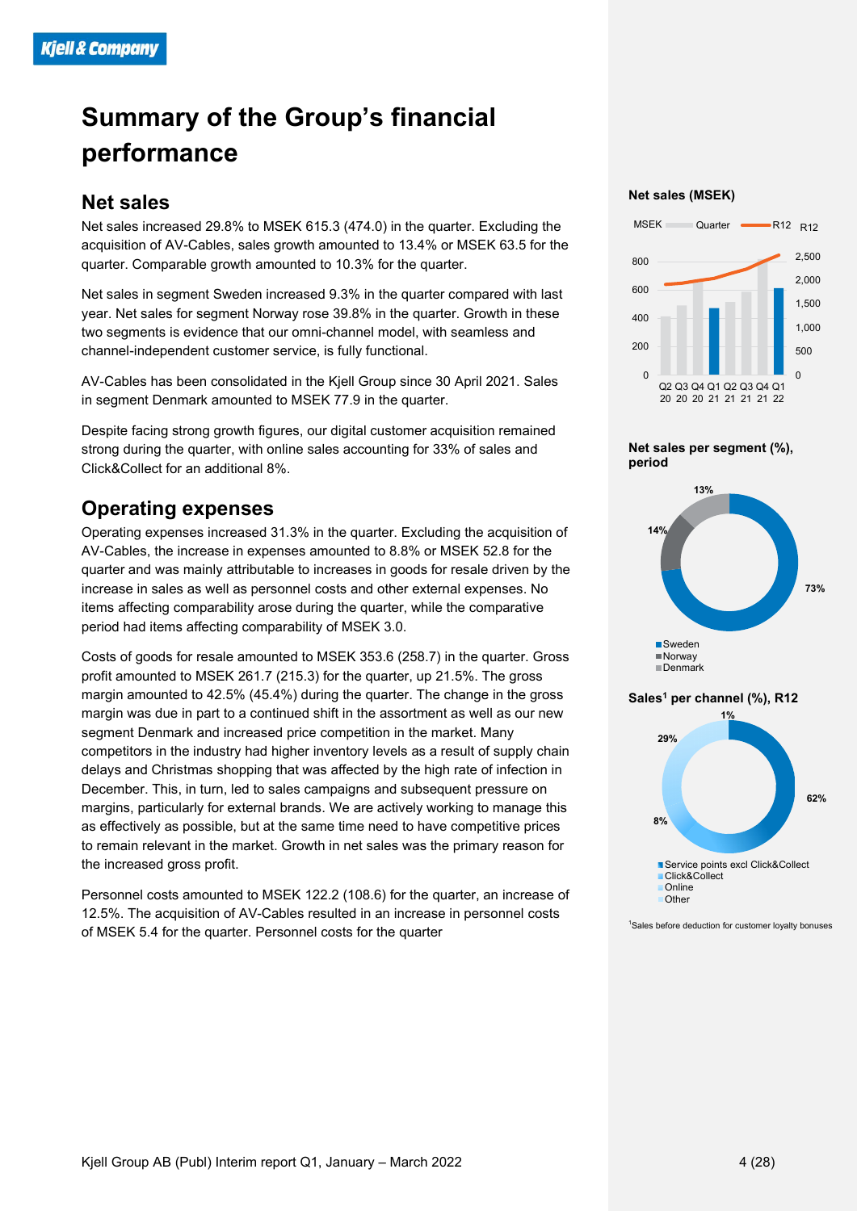# Summary of the Group's financial performance

## Net sales

Net sales increased 29.8% to MSEK 615.3 (474.0) in the quarter. Excluding the acquisition of AV-Cables, sales growth amounted to 13.4% or MSEK 63.5 for the quarter. Comparable growth amounted to 10.3% for the quarter.

Net sales in segment Sweden increased 9.3% in the quarter compared with last year. Net sales for segment Norway rose 39.8% in the quarter. Growth in these two segments is evidence that our omni-channel model, with seamless and channel-independent customer service, is fully functional.

AV-Cables has been consolidated in the Kjell Group since 30 April 2021. Sales in segment Denmark amounted to MSEK 77.9 in the quarter.

Despite facing strong growth figures, our digital customer acquisition remained strong during the quarter, with online sales accounting for 33% of sales and Click&Collect for an additional 8%.

## Operating expenses

Operating expenses increased 31.3% in the quarter. Excluding the acquisition of AV-Cables, the increase in expenses amounted to 8.8% or MSEK 52.8 for the quarter and was mainly attributable to increases in goods for resale driven by the increase in sales as well as personnel costs and other external expenses. No items affecting comparability arose during the quarter, while the comparative period had items affecting comparability of MSEK 3.0.

Costs of goods for resale amounted to MSEK 353.6 (258.7) in the quarter. Gross profit amounted to MSEK 261.7 (215.3) for the quarter, up 21.5%. The gross margin amounted to 42.5% (45.4%) during the quarter. The change in the gross margin was due in part to a continued shift in the assortment as well as our new segment Denmark and increased price competition in the market. Many competitors in the industry had higher inventory levels as a result of supply chain delays and Christmas shopping that was affected by the high rate of infection in December. This, in turn, led to sales campaigns and subsequent pressure on margins, particularly for external brands. We are actively working to manage this as effectively as possible, but at the same time need to have competitive prices to remain relevant in the market. Growth in net sales was the primary reason for the increased gross profit.

Personnel costs amounted to MSEK 122.2 (108.6) for the quarter, an increase of 12.5%. The acquisition of AV-Cables resulted in an increase in personnel costs of MSEK 5.4 for the quarter. Personnel costs for the quarter

**Net sales (MSEK)**

**Net sales per segment (%), period**

Sweden 73%, Norway 14%, Denmark 13%

**Sales[1] per channel (%), R12**

Service points excl Click&Collect 62%, Click&Collect 8%, Online 29%, Other 1%

[1]Sales before deduction for customer loyalty bonuses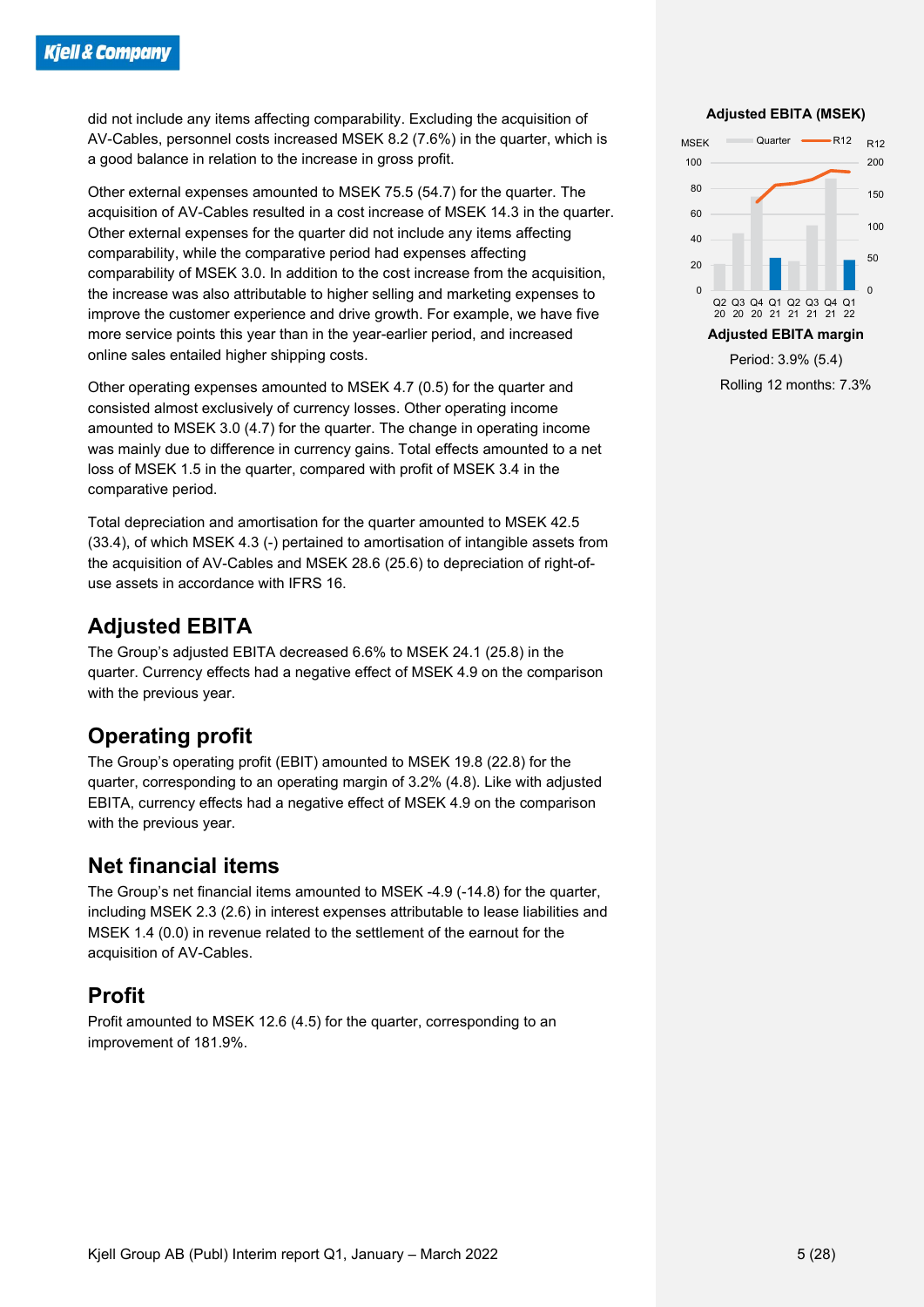did not include any items affecting comparability. Excluding the acquisition of AV-Cables, personnel costs increased MSEK 8.2 (7.6%) in the quarter, which is a good balance in relation to the increase in gross profit.

Other external expenses amounted to MSEK 75.5 (54.7) for the quarter. The acquisition of AV-Cables resulted in a cost increase of MSEK 14.3 in the quarter. Other external expenses for the quarter did not include any items affecting comparability, while the comparative period had expenses affecting comparability of MSEK 3.0. In addition to the cost increase from the acquisition, the increase was also attributable to higher selling and marketing expenses to improve the customer experience and drive growth. For example, we have five more service points this year than in the year-earlier period, and increased online sales entailed higher shipping costs.

Other operating expenses amounted to MSEK 4.7 (0.5) for the quarter and consisted almost exclusively of currency losses. Other operating income amounted to MSEK 3.0 (4.7) for the quarter. The change in operating income was mainly due to difference in currency gains. Total effects amounted to a net loss of MSEK 1.5 in the quarter, compared with profit of MSEK 3.4 in the comparative period.

Total depreciation and amortisation for the quarter amounted to MSEK 42.5 (33.4), of which MSEK 4.3 (-) pertained to amortisation of intangible assets from the acquisition of AV-Cables and MSEK 28.6 (25.6) to depreciation of right-of-use assets in accordance with IFRS 16.

## Adjusted EBITA

The Group's adjusted EBITA decreased 6.6% to MSEK 24.1 (25.8) in the quarter. Currency effects had a negative effect of MSEK 4.9 on the comparison with the previous year.

**Adjusted EBITA (MSEK)**

**Adjusted EBITA margin**

Period: 3.9% (5.4)

Rolling 12 months: 7.3%

## Operating profit

The Group's operating profit (EBIT) amounted to MSEK 19.8 (22.8) for the quarter, corresponding to an operating margin of 3.2% (4.8). Like with adjusted EBITA, currency effects had a negative effect of MSEK 4.9 on the comparison with the previous year.

## Net financial items

The Group's net financial items amounted to MSEK -4.9 (-14.8) for the quarter, including MSEK 2.3 (2.6) in interest expenses attributable to lease liabilities and MSEK 1.4 (0.0) in revenue related to the settlement of the earnout for the acquisition of AV-Cables.

## Profit

Profit amounted to MSEK 12.6 (4.5) for the quarter, corresponding to an improvement of 181.9%.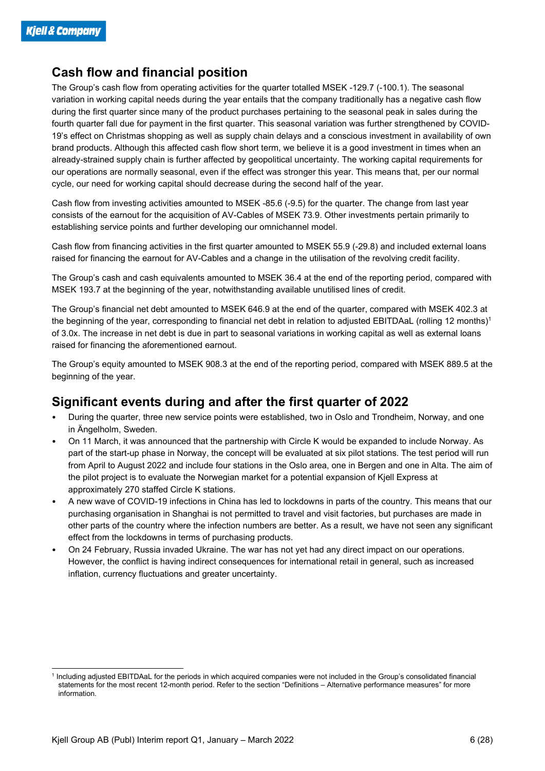## Cash flow and financial position

The Group's cash flow from operating activities for the quarter totalled MSEK -129.7 (-100.1). The seasonal variation in working capital needs during the year entails that the company traditionally has a negative cash flow during the first quarter since many of the product purchases pertaining to the seasonal peak in sales during the fourth quarter fall due for payment in the first quarter. This seasonal variation was further strengthened by COVID-19's effect on Christmas shopping as well as supply chain delays and a conscious investment in availability of own brand products. Although this affected cash flow short term, we believe it is a good investment in times when an already-strained supply chain is further affected by geopolitical uncertainty. The working capital requirements for our operations are normally seasonal, even if the effect was stronger this year. This means that, per our normal cycle, our need for working capital should decrease during the second half of the year.

Cash flow from investing activities amounted to MSEK -85.6 (-9.5) for the quarter. The change from last year consists of the earnout for the acquisition of AV-Cables of MSEK 73.9. Other investments pertain primarily to establishing service points and further developing our omnichannel model.

Cash flow from financing activities in the first quarter amounted to MSEK 55.9 (-29.8) and included external loans raised for financing the earnout for AV-Cables and a change in the utilisation of the revolving credit facility.

The Group's cash and cash equivalents amounted to MSEK 36.4 at the end of the reporting period, compared with MSEK 193.7 at the beginning of the year, notwithstanding available unutilised lines of credit.

The Group's financial net debt amounted to MSEK 646.9 at the end of the quarter, compared with MSEK 402.3 at the beginning of the year, corresponding to financial net debt in relation to adjusted EBITDAaL (rolling 12 months)[1] of 3.0x. The increase in net debt is due in part to seasonal variations in working capital as well as external loans raised for financing the aforementioned earnout.

The Group's equity amounted to MSEK 908.3 at the end of the reporting period, compared with MSEK 889.5 at the beginning of the year.

## Significant events during and after the first quarter of 2022

- During the quarter, three new service points were established, two in Oslo and Trondheim, Norway, and one in Ängelholm, Sweden.
- On 11 March, it was announced that the partnership with Circle K would be expanded to include Norway. As part of the start-up phase in Norway, the concept will be evaluated at six pilot stations. The test period will run from April to August 2022 and include four stations in the Oslo area, one in Bergen and one in Alta. The aim of the pilot project is to evaluate the Norwegian market for a potential expansion of Kjell Express at approximately 270 staffed Circle K stations.
- A new wave of COVID-19 infections in China has led to lockdowns in parts of the country. This means that our purchasing organisation in Shanghai is not permitted to travel and visit factories, but purchases are made in other parts of the country where the infection numbers are better. As a result, we have not seen any significant effect from the lockdowns in terms of purchasing products.
- On 24 February, Russia invaded Ukraine. The war has not yet had any direct impact on our operations. However, the conflict is having indirect consequences for international retail in general, such as increased inflation, currency fluctuations and greater uncertainty.

[1] Including adjusted EBITDAaL for the periods in which acquired companies were not included in the Group's consolidated financial statements for the most recent 12-month period. Refer to the section "Definitions – Alternative performance measures" for more information.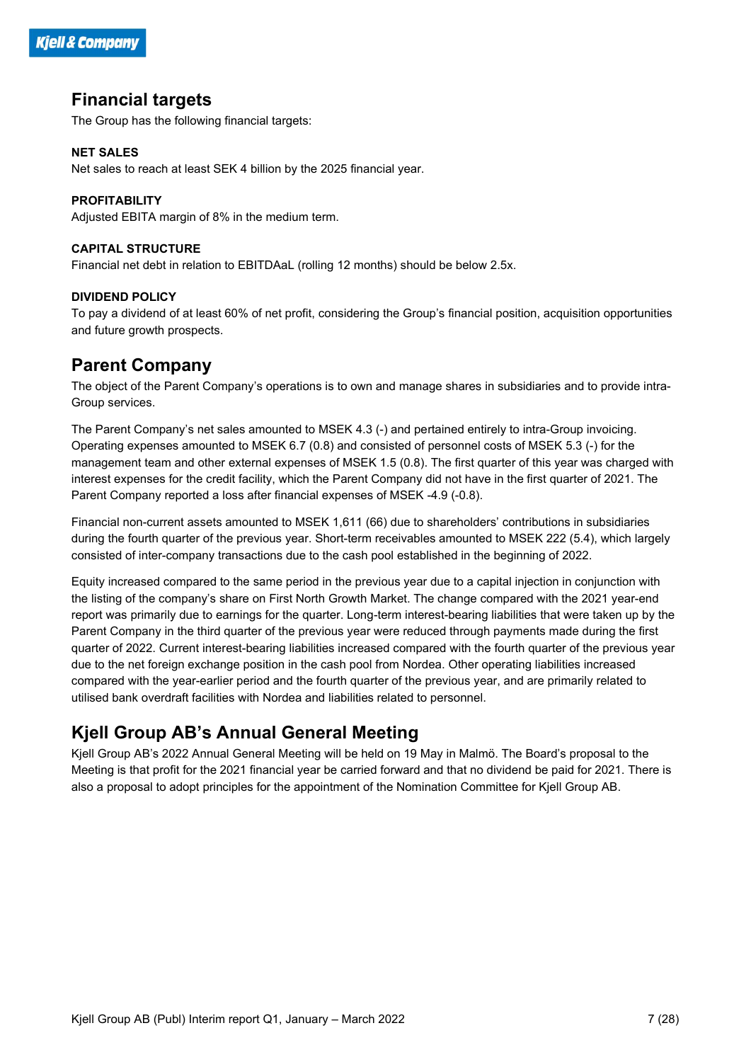## Financial targets

The Group has the following financial targets:

**NET SALES**

Net sales to reach at least SEK 4 billion by the 2025 financial year.

**PROFITABILITY**

Adjusted EBITA margin of 8% in the medium term.

**CAPITAL STRUCTURE**

Financial net debt in relation to EBITDAaL (rolling 12 months) should be below 2.5x.

**DIVIDEND POLICY**

To pay a dividend of at least 60% of net profit, considering the Group's financial position, acquisition opportunities and future growth prospects.

## Parent Company

The object of the Parent Company's operations is to own and manage shares in subsidiaries and to provide intra-Group services.

The Parent Company's net sales amounted to MSEK 4.3 (-) and pertained entirely to intra-Group invoicing. Operating expenses amounted to MSEK 6.7 (0.8) and consisted of personnel costs of MSEK 5.3 (-) for the management team and other external expenses of MSEK 1.5 (0.8). The first quarter of this year was charged with interest expenses for the credit facility, which the Parent Company did not have in the first quarter of 2021. The Parent Company reported a loss after financial expenses of MSEK -4.9 (-0.8).

Financial non-current assets amounted to MSEK 1,611 (66) due to shareholders' contributions in subsidiaries during the fourth quarter of the previous year. Short-term receivables amounted to MSEK 222 (5.4), which largely consisted of inter-company transactions due to the cash pool established in the beginning of 2022.

Equity increased compared to the same period in the previous year due to a capital injection in conjunction with the listing of the company's share on First North Growth Market. The change compared with the 2021 year-end report was primarily due to earnings for the quarter. Long-term interest-bearing liabilities that were taken up by the Parent Company in the third quarter of the previous year were reduced through payments made during the first quarter of 2022. Current interest-bearing liabilities increased compared with the fourth quarter of the previous year due to the net foreign exchange position in the cash pool from Nordea. Other operating liabilities increased compared with the year-earlier period and the fourth quarter of the previous year, and are primarily related to utilised bank overdraft facilities with Nordea and liabilities related to personnel.

## Kjell Group AB's Annual General Meeting

Kjell Group AB's 2022 Annual General Meeting will be held on 19 May in Malmö. The Board's proposal to the Meeting is that profit for the 2021 financial year be carried forward and that no dividend be paid for 2021. There is also a proposal to adopt principles for the appointment of the Nomination Committee for Kjell Group AB.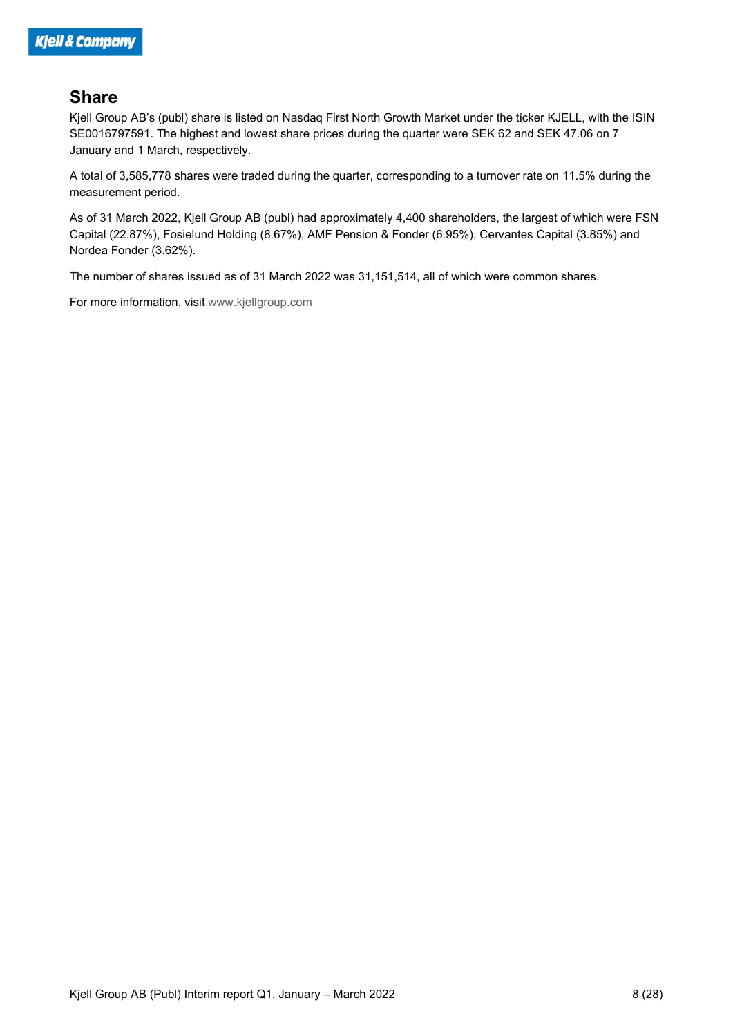## Share

Kjell Group AB's (publ) share is listed on Nasdaq First North Growth Market under the ticker KJELL, with the ISIN SE0016797591. The highest and lowest share prices during the quarter were SEK 62 and SEK 47.06 on 7 January and 1 March, respectively.

A total of 3,585,778 shares were traded during the quarter, corresponding to a turnover rate on 11.5% during the measurement period.

As of 31 March 2022, Kjell Group AB (publ) had approximately 4,400 shareholders, the largest of which were FSN Capital (22.87%), Fosielund Holding (8.67%), AMF Pension & Fonder (6.95%), Cervantes Capital (3.85%) and Nordea Fonder (3.62%).

The number of shares issued as of 31 March 2022 was 31,151,514, all of which were common shares.

For more information, visit www.kjellgroup.com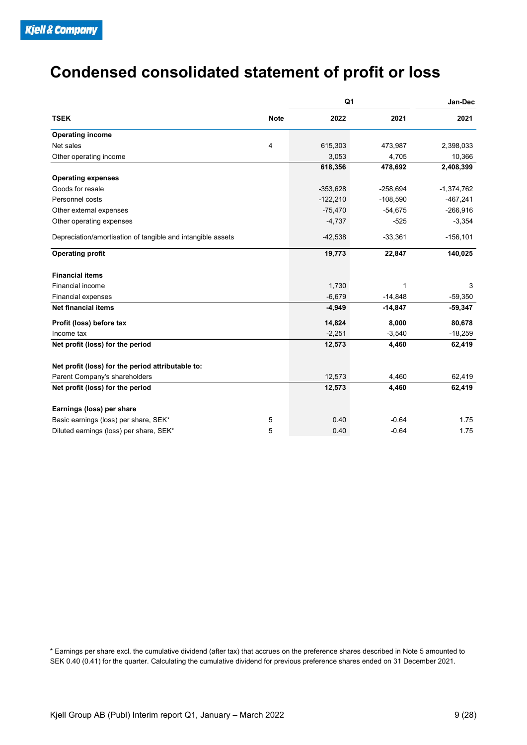# Condensed consolidated statement of profit or loss

| TSEK | Note | Q1 2022 | Q1 2021 | Jan-Dec 2021 |
|---|---|---|---|---|
| **Operating income** | | | | |
| Net sales | 4 | 615,303 | 473,987 | 2,398,033 |
| Other operating income | | 3,053 | 4,705 | 10,366 |
| | | **618,356** | **478,692** | **2,408,399** |
| **Operating expenses** | | | | |
| Goods for resale | | -353,628 | -258,694 | -1,374,762 |
| Personnel costs | | -122,210 | -108,590 | -467,241 |
| Other external expenses | | -75,470 | -54,675 | -266,916 |
| Other operating expenses | | -4,737 | -525 | -3,354 |
| Depreciation/amortisation of tangible and intangible assets | | -42,538 | -33,361 | -156,101 |
| **Operating profit** | | **19,773** | **22,847** | **140,025** |
| **Financial items** | | | | |
| Financial income | | 1,730 | 1 | 3 |
| Financial expenses | | -6,679 | -14,848 | -59,350 |
| **Net financial items** | | **-4,949** | **-14,847** | **-59,347** |
| **Profit (loss) before tax** | | **14,824** | **8,000** | **80,678** |
| Income tax | | -2,251 | -3,540 | -18,259 |
| **Net profit (loss) for the period** | | **12,573** | **4,460** | **62,419** |
| **Net profit (loss) for the period attributable to:** | | | | |
| Parent Company's shareholders | | 12,573 | 4,460 | 62,419 |
| **Net profit (loss) for the period** | | **12,573** | **4,460** | **62,419** |
| **Earnings (loss) per share** | | | | |
| Basic earnings (loss) per share, SEK* | 5 | 0.40 | -0.64 | 1.75 |
| Diluted earnings (loss) per share, SEK* | 5 | 0.40 | -0.64 | 1.75 |

* Earnings per share excl. the cumulative dividend (after tax) that accrues on the preference shares described in Note 5 amounted to SEK 0.40 (0.41) for the quarter. Calculating the cumulative dividend for previous preference shares ended on 31 December 2021.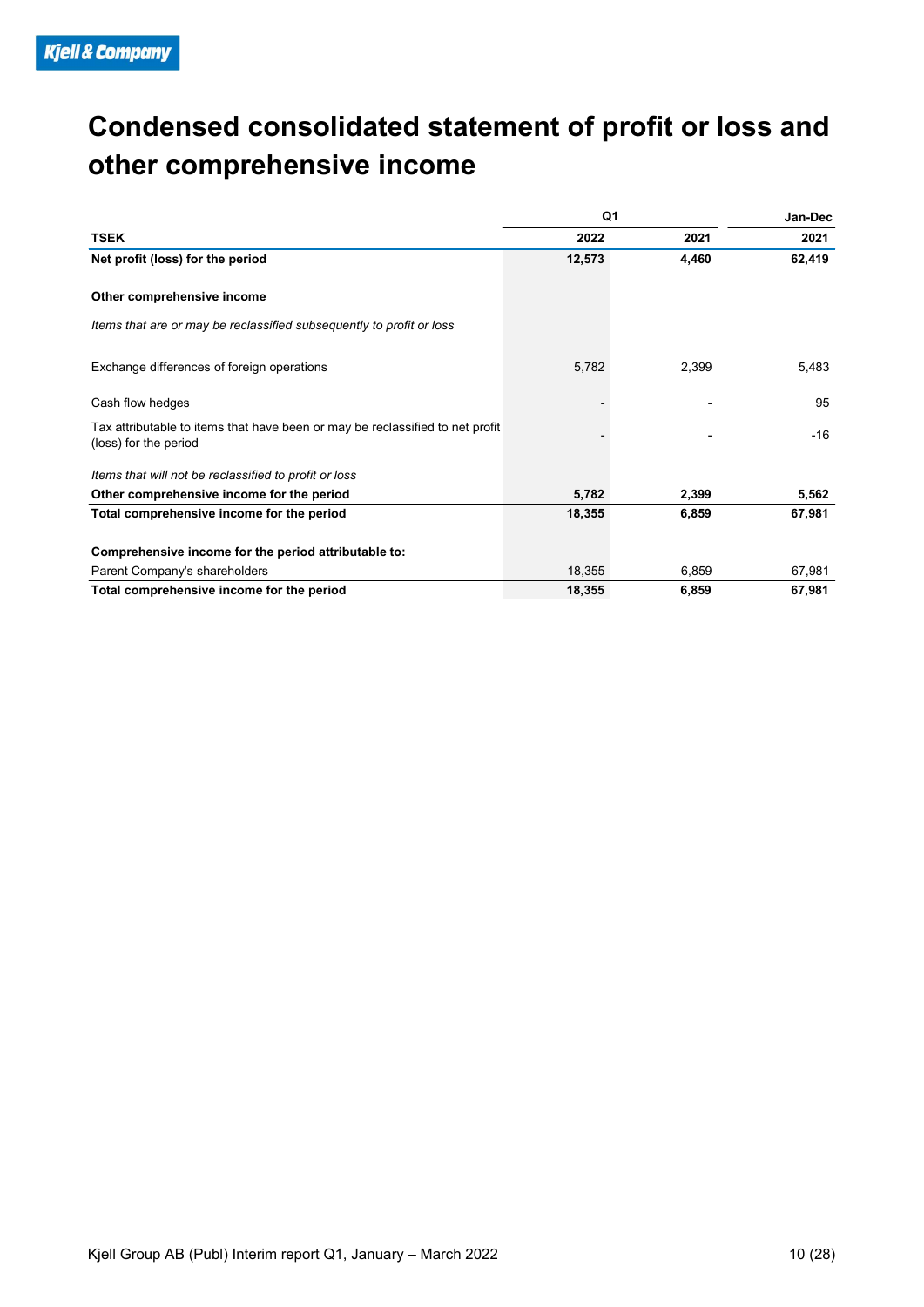# Condensed consolidated statement of profit or loss and other comprehensive income

| | Q1 | | Jan-Dec |
|---|---|---|---|
| **TSEK** | **2022** | **2021** | **2021** |
| **Net profit (loss) for the period** | **12,573** | **4,460** | **62,419** |
| | | | |
| **Other comprehensive income** | | | |
| *Items that are or may be reclassified subsequently to profit or loss* | | | |
| Exchange differences of foreign operations | 5,782 | 2,399 | 5,483 |
| Cash flow hedges | - | - | 95 |
| Tax attributable to items that have been or may be reclassified to net profit (loss) for the period | - | - | -16 |
| *Items that will not be reclassified to profit or loss* | | | |
| **Other comprehensive income for the period** | **5,782** | **2,399** | **5,562** |
| **Total comprehensive income for the period** | **18,355** | **6,859** | **67,981** |
| | | | |
| **Comprehensive income for the period attributable to:** | | | |
| Parent Company's shareholders | 18,355 | 6,859 | 67,981 |
| **Total comprehensive income for the period** | **18,355** | **6,859** | **67,981** |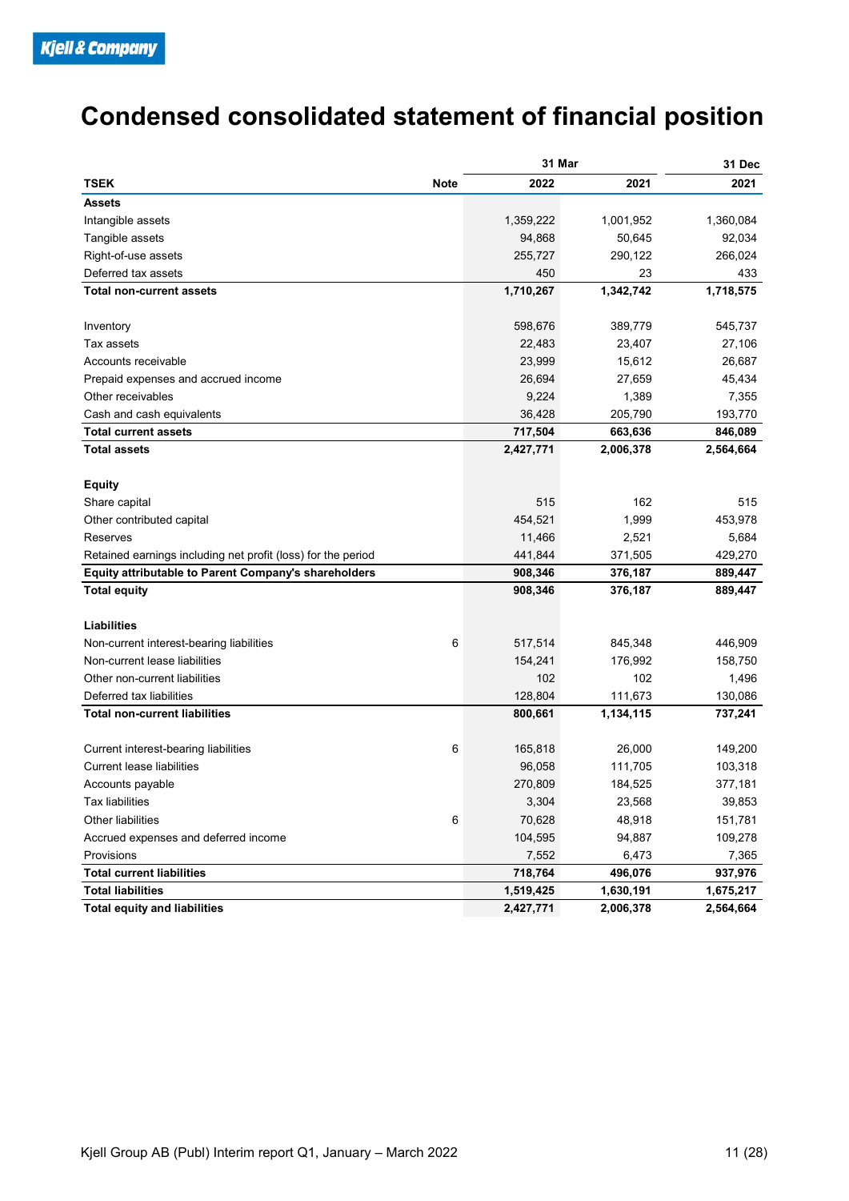# Condensed consolidated statement of financial position

| | | 31 Mar | | 31 Dec |
|---|---|---|---|---|
| **TSEK** | **Note** | **2022** | **2021** | **2021** |
| **Assets** | | | | |
| Intangible assets | | 1,359,222 | 1,001,952 | 1,360,084 |
| Tangible assets | | 94,868 | 50,645 | 92,034 |
| Right-of-use assets | | 255,727 | 290,122 | 266,024 |
| Deferred tax assets | | 450 | 23 | 433 |
| **Total non-current assets** | | **1,710,267** | **1,342,742** | **1,718,575** |
| | | | | |
| Inventory | | 598,676 | 389,779 | 545,737 |
| Tax assets | | 22,483 | 23,407 | 27,106 |
| Accounts receivable | | 23,999 | 15,612 | 26,687 |
| Prepaid expenses and accrued income | | 26,694 | 27,659 | 45,434 |
| Other receivables | | 9,224 | 1,389 | 7,355 |
| Cash and cash equivalents | | 36,428 | 205,790 | 193,770 |
| **Total current assets** | | **717,504** | **663,636** | **846,089** |
| **Total assets** | | **2,427,771** | **2,006,378** | **2,564,664** |
| | | | | |
| **Equity** | | | | |
| Share capital | | 515 | 162 | 515 |
| Other contributed capital | | 454,521 | 1,999 | 453,978 |
| Reserves | | 11,466 | 2,521 | 5,684 |
| Retained earnings including net profit (loss) for the period | | 441,844 | 371,505 | 429,270 |
| **Equity attributable to Parent Company's shareholders** | | **908,346** | **376,187** | **889,447** |
| **Total equity** | | **908,346** | **376,187** | **889,447** |
| | | | | |
| **Liabilities** | | | | |
| Non-current interest-bearing liabilities | 6 | 517,514 | 845,348 | 446,909 |
| Non-current lease liabilities | | 154,241 | 176,992 | 158,750 |
| Other non-current liabilities | | 102 | 102 | 1,496 |
| Deferred tax liabilities | | 128,804 | 111,673 | 130,086 |
| **Total non-current liabilities** | | **800,661** | **1,134,115** | **737,241** |
| | | | | |
| Current interest-bearing liabilities | 6 | 165,818 | 26,000 | 149,200 |
| Current lease liabilities | | 96,058 | 111,705 | 103,318 |
| Accounts payable | | 270,809 | 184,525 | 377,181 |
| Tax liabilities | | 3,304 | 23,568 | 39,853 |
| Other liabilities | 6 | 70,628 | 48,918 | 151,781 |
| Accrued expenses and deferred income | | 104,595 | 94,887 | 109,278 |
| Provisions | | 7,552 | 6,473 | 7,365 |
| **Total current liabilities** | | **718,764** | **496,076** | **937,976** |
| **Total liabilities** | | **1,519,425** | **1,630,191** | **1,675,217** |
| **Total equity and liabilities** | | **2,427,771** | **2,006,378** | **2,564,664** |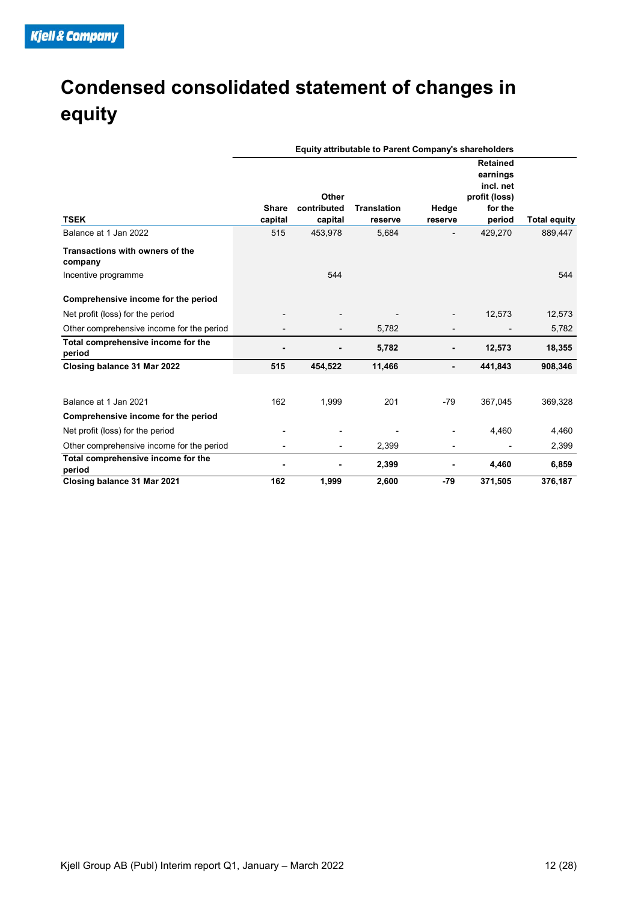# Condensed consolidated statement of changes in equity

| TSEK | Equity attributable to Parent Company's shareholders | | | | | |
|---|---|---|---|---|---|---|
| | Share capital | Other contributed capital | Translation reserve | Hedge reserve | Retained earnings incl. net profit (loss) for the period | Total equity |
| Balance at 1 Jan 2022 | 515 | 453,978 | 5,684 | - | 429,270 | 889,447 |
| **Transactions with owners of the company** | | | | | | |
| Incentive programme | | 544 | | | | 544 |
| **Comprehensive income for the period** | | | | | | |
| Net profit (loss) for the period | - | - | - | - | 12,573 | 12,573 |
| Other comprehensive income for the period | - | - | 5,782 | - | - | 5,782 |
| **Total comprehensive income for the period** | **-** | **-** | **5,782** | **-** | **12,573** | **18,355** |
| **Closing balance 31 Mar 2022** | **515** | **454,522** | **11,466** | **-** | **441,843** | **908,346** |
| | | | | | | |
| Balance at 1 Jan 2021 | 162 | 1,999 | 201 | -79 | 367,045 | 369,328 |
| **Comprehensive income for the period** | | | | | | |
| Net profit (loss) for the period | - | - | - | - | 4,460 | 4,460 |
| Other comprehensive income for the period | - | - | 2,399 | - | - | 2,399 |
| **Total comprehensive income for the period** | **-** | **-** | **2,399** | **-** | **4,460** | **6,859** |
| **Closing balance 31 Mar 2021** | **162** | **1,999** | **2,600** | **-79** | **371,505** | **376,187** |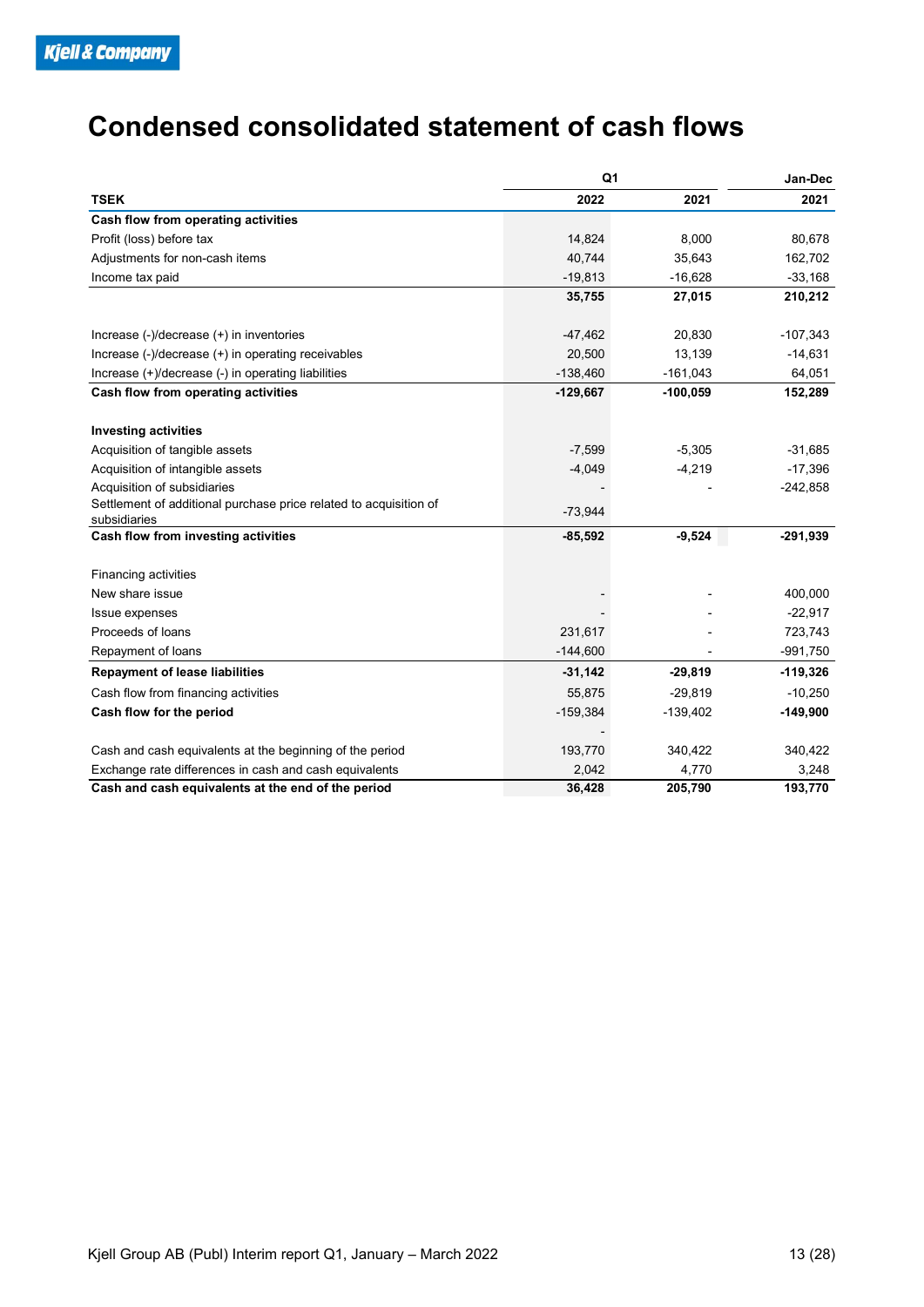# Condensed consolidated statement of cash flows

| TSEK | Q1 2022 | Q1 2021 | Jan-Dec 2021 |
|---|---|---|---|
| **Cash flow from operating activities** | | | |
| Profit (loss) before tax | 14,824 | 8,000 | 80,678 |
| Adjustments for non-cash items | 40,744 | 35,643 | 162,702 |
| Income tax paid | -19,813 | -16,628 | -33,168 |
| | **35,755** | **27,015** | **210,212** |
| | | | |
| Increase (-)/decrease (+) in inventories | -47,462 | 20,830 | -107,343 |
| Increase (-)/decrease (+) in operating receivables | 20,500 | 13,139 | -14,631 |
| Increase (+)/decrease (-) in operating liabilities | -138,460 | -161,043 | 64,051 |
| **Cash flow from operating activities** | **-129,667** | **-100,059** | **152,289** |
| | | | |
| **Investing activities** | | | |
| Acquisition of tangible assets | -7,599 | -5,305 | -31,685 |
| Acquisition of intangible assets | -4,049 | -4,219 | -17,396 |
| Acquisition of subsidiaries | - | - | -242,858 |
| Settlement of additional purchase price related to acquisition of subsidiaries | -73,944 | | |
| **Cash flow from investing activities** | **-85,592** | **-9,524** | **-291,939** |
| | | | |
| Financing activities | | | |
| New share issue | - | - | 400,000 |
| Issue expenses | - | - | -22,917 |
| Proceeds of loans | 231,617 | - | 723,743 |
| Repayment of loans | -144,600 | - | -991,750 |
| **Repayment of lease liabilities** | **-31,142** | **-29,819** | **-119,326** |
| Cash flow from financing activities | 55,875 | -29,819 | -10,250 |
| **Cash flow for the period** | -159,384 | -139,402 | **-149,900** |
| | - | | |
| Cash and cash equivalents at the beginning of the period | 193,770 | 340,422 | 340,422 |
| Exchange rate differences in cash and cash equivalents | 2,042 | 4,770 | 3,248 |
| **Cash and cash equivalents at the end of the period** | **36,428** | **205,790** | **193,770** |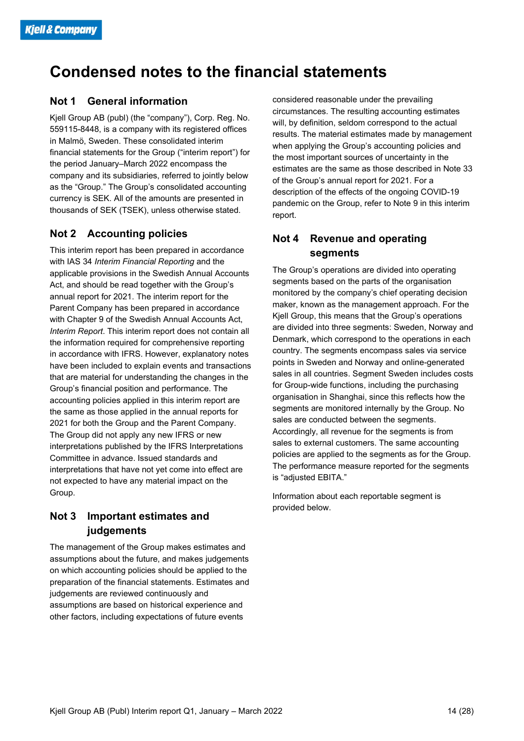# Condensed notes to the financial statements

## Not 1 General information

Kjell Group AB (publ) (the "company"), Corp. Reg. No. 559115-8448, is a company with its registered offices in Malmö, Sweden. These consolidated interim financial statements for the Group ("interim report") for the period January–March 2022 encompass the company and its subsidiaries, referred to jointly below as the "Group." The Group's consolidated accounting currency is SEK. All of the amounts are presented in thousands of SEK (TSEK), unless otherwise stated.

## Not 2 Accounting policies

This interim report has been prepared in accordance with IAS 34 *Interim Financial Reporting* and the applicable provisions in the Swedish Annual Accounts Act, and should be read together with the Group's annual report for 2021. The interim report for the Parent Company has been prepared in accordance with Chapter 9 of the Swedish Annual Accounts Act, *Interim Report*. This interim report does not contain all the information required for comprehensive reporting in accordance with IFRS. However, explanatory notes have been included to explain events and transactions that are material for understanding the changes in the Group's financial position and performance. The accounting policies applied in this interim report are the same as those applied in the annual reports for 2021 for both the Group and the Parent Company. The Group did not apply any new IFRS or new interpretations published by the IFRS Interpretations Committee in advance. Issued standards and interpretations that have not yet come into effect are not expected to have any material impact on the Group.

## Not 3 Important estimates and judgements

The management of the Group makes estimates and assumptions about the future, and makes judgements on which accounting policies should be applied to the preparation of the financial statements. Estimates and judgements are reviewed continuously and assumptions are based on historical experience and other factors, including expectations of future events considered reasonable under the prevailing circumstances. The resulting accounting estimates will, by definition, seldom correspond to the actual results. The material estimates made by management when applying the Group's accounting policies and the most important sources of uncertainty in the estimates are the same as those described in Note 33 of the Group's annual report for 2021. For a description of the effects of the ongoing COVID-19 pandemic on the Group, refer to Note 9 in this interim report.

## Not 4 Revenue and operating segments

The Group's operations are divided into operating segments based on the parts of the organisation monitored by the company's chief operating decision maker, known as the management approach. For the Kjell Group, this means that the Group's operations are divided into three segments: Sweden, Norway and Denmark, which correspond to the operations in each country. The segments encompass sales via service points in Sweden and Norway and online-generated sales in all countries. Segment Sweden includes costs for Group-wide functions, including the purchasing organisation in Shanghai, since this reflects how the segments are monitored internally by the Group. No sales are conducted between the segments. Accordingly, all revenue for the segments is from sales to external customers. The same accounting policies are applied to the segments as for the Group. The performance measure reported for the segments is "adjusted EBITA."

Information about each reportable segment is provided below.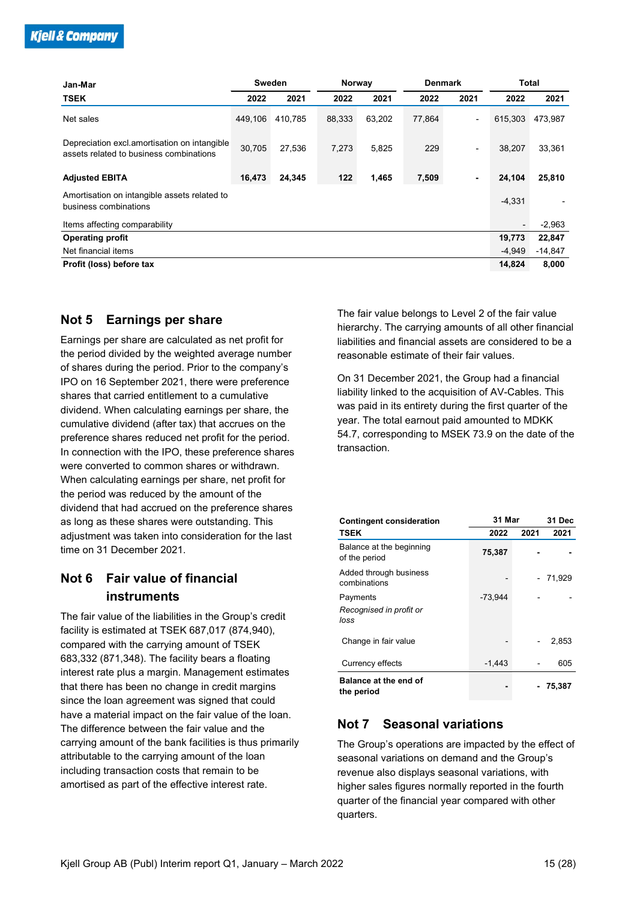| Jan-Mar | Sweden | | Norway | | Denmark | | Total | |
|---|---|---|---|---|---|---|---|---|
| TSEK | 2022 | 2021 | 2022 | 2021 | 2022 | 2021 | 2022 | 2021 |
| Net sales | 449,106 | 410,785 | 88,333 | 63,202 | 77,864 | - | 615,303 | 473,987 |
| Depreciation excl.amortisation on intangible assets related to business combinations | 30,705 | 27,536 | 7,273 | 5,825 | 229 | - | 38,207 | 33,361 |
| **Adjusted EBITA** | **16,473** | **24,345** | **122** | **1,465** | **7,509** | **-** | **24,104** | **25,810** |
| Amortisation on intangible assets related to business combinations | | | | | | | -4,331 | - |
| Items affecting comparability | | | | | | | - | -2,963 |
| **Operating profit** | | | | | | | **19,773** | **22,847** |
| Net financial items | | | | | | | -4,949 | -14,847 |
| **Profit (loss) before tax** | | | | | | | **14,824** | **8,000** |

## Not 5 Earnings per share

Earnings per share are calculated as net profit for the period divided by the weighted average number of shares during the period. Prior to the company's IPO on 16 September 2021, there were preference shares that carried entitlement to a cumulative dividend. When calculating earnings per share, the cumulative dividend (after tax) that accrues on the preference shares reduced net profit for the period. In connection with the IPO, these preference shares were converted to common shares or withdrawn. When calculating earnings per share, net profit for the period was reduced by the amount of the dividend that had accrued on the preference shares as long as these shares were outstanding. This adjustment was taken into consideration for the last time on 31 December 2021.

## Not 6 Fair value of financial instruments

The fair value of the liabilities in the Group's credit facility is estimated at TSEK 687,017 (874,940), compared with the carrying amount of TSEK 683,332 (871,348). The facility bears a floating interest rate plus a margin. Management estimates that there has been no change in credit margins since the loan agreement was signed that could have a material impact on the fair value of the loan. The difference between the fair value and the carrying amount of the bank facilities is thus primarily attributable to the carrying amount of the loan including transaction costs that remain to be amortised as part of the effective interest rate.

The fair value belongs to Level 2 of the fair value hierarchy. The carrying amounts of all other financial liabilities and financial assets are considered to be a reasonable estimate of their fair values.

On 31 December 2021, the Group had a financial liability linked to the acquisition of AV-Cables. This was paid in its entirety during the first quarter of the year. The total earnout paid amounted to MDKK 54.7, corresponding to MSEK 73.9 on the date of the transaction.

| Contingent consideration | 31 Mar | | 31 Dec |
|---|---|---|---|
| TSEK | 2022 | 2021 | 2021 |
| Balance at the beginning of the period | **75,387** | **-** | **-** |
| Added through business combinations | - | - | 71,929 |
| Payments | -73,944 | - | - |
| *Recognised in profit or loss* | | | |
| Change in fair value | - | - | 2,853 |
| Currency effects | -1,443 | - | 605 |
| **Balance at the end of the period** | **-** | **-** | **75,387** |

## Not 7 Seasonal variations

The Group's operations are impacted by the effect of seasonal variations on demand and the Group's revenue also displays seasonal variations, with higher sales figures normally reported in the fourth quarter of the financial year compared with other quarters.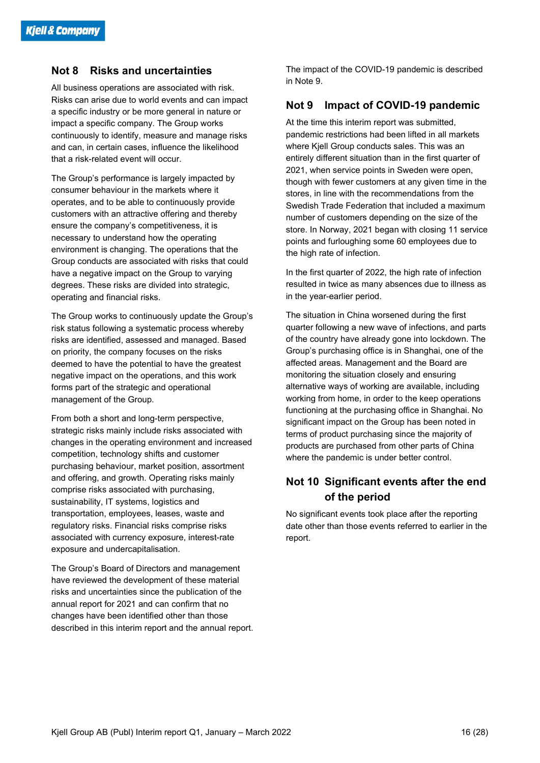## Not 8 Risks and uncertainties

All business operations are associated with risk. Risks can arise due to world events and can impact a specific industry or be more general in nature or impact a specific company. The Group works continuously to identify, measure and manage risks and can, in certain cases, influence the likelihood that a risk-related event will occur.

The Group's performance is largely impacted by consumer behaviour in the markets where it operates, and to be able to continuously provide customers with an attractive offering and thereby ensure the company's competitiveness, it is necessary to understand how the operating environment is changing. The operations that the Group conducts are associated with risks that could have a negative impact on the Group to varying degrees. These risks are divided into strategic, operating and financial risks.

The Group works to continuously update the Group's risk status following a systematic process whereby risks are identified, assessed and managed. Based on priority, the company focuses on the risks deemed to have the potential to have the greatest negative impact on the operations, and this work forms part of the strategic and operational management of the Group.

From both a short and long-term perspective, strategic risks mainly include risks associated with changes in the operating environment and increased competition, technology shifts and customer purchasing behaviour, market position, assortment and offering, and growth. Operating risks mainly comprise risks associated with purchasing, sustainability, IT systems, logistics and transportation, employees, leases, waste and regulatory risks. Financial risks comprise risks associated with currency exposure, interest-rate exposure and undercapitalisation.

The Group's Board of Directors and management have reviewed the development of these material risks and uncertainties since the publication of the annual report for 2021 and can confirm that no changes have been identified other than those described in this interim report and the annual report.

The impact of the COVID-19 pandemic is described in Note 9.

## Not 9 Impact of COVID-19 pandemic

At the time this interim report was submitted, pandemic restrictions had been lifted in all markets where Kjell Group conducts sales. This was an entirely different situation than in the first quarter of 2021, when service points in Sweden were open, though with fewer customers at any given time in the stores, in line with the recommendations from the Swedish Trade Federation that included a maximum number of customers depending on the size of the store. In Norway, 2021 began with closing 11 service points and furloughing some 60 employees due to the high rate of infection.

In the first quarter of 2022, the high rate of infection resulted in twice as many absences due to illness as in the year-earlier period.

The situation in China worsened during the first quarter following a new wave of infections, and parts of the country have already gone into lockdown. The Group's purchasing office is in Shanghai, one of the affected areas. Management and the Board are monitoring the situation closely and ensuring alternative ways of working are available, including working from home, in order to the keep operations functioning at the purchasing office in Shanghai. No significant impact on the Group has been noted in terms of product purchasing since the majority of products are purchased from other parts of China where the pandemic is under better control.

## Not 10 Significant events after the end of the period

No significant events took place after the reporting date other than those events referred to earlier in the report.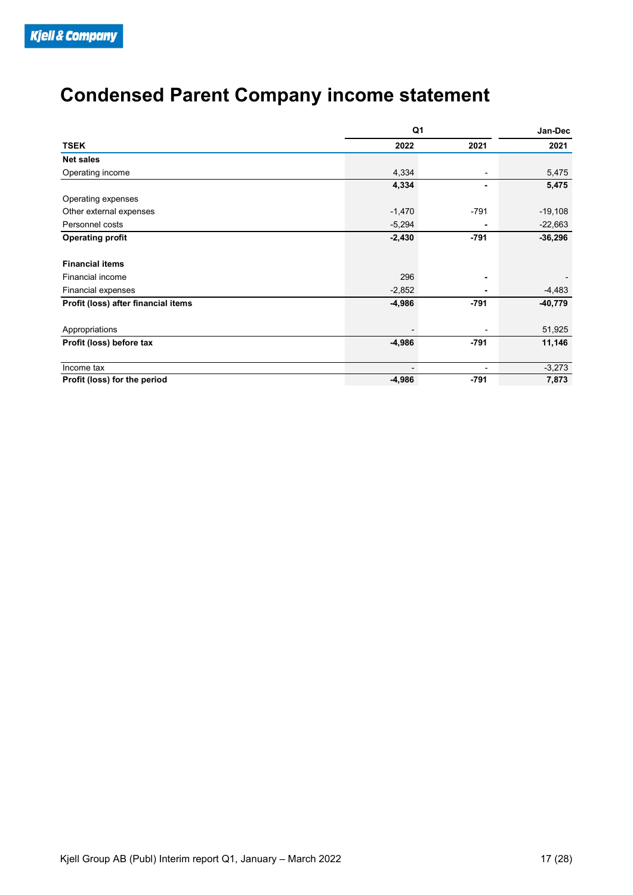# Condensed Parent Company income statement

| | Q1 | | Jan-Dec |
|---|---|---|---|
| **TSEK** | **2022** | **2021** | **2021** |
| **Net sales** | | | |
| Operating income | 4,334 | - | 5,475 |
| | **4,334** | **-** | **5,475** |
| Operating expenses | | | |
| Other external expenses | -1,470 | -791 | -19,108 |
| Personnel costs | -5,294 | - | -22,663 |
| **Operating profit** | **-2,430** | **-791** | **-36,296** |
| | | | |
| **Financial items** | | | |
| Financial income | 296 | - | - |
| Financial expenses | -2,852 | - | -4,483 |
| **Profit (loss) after financial items** | **-4,986** | **-791** | **-40,779** |
| | | | |
| Appropriations | - | - | 51,925 |
| **Profit (loss) before tax** | **-4,986** | **-791** | **11,146** |
| | | | |
| Income tax | - | - | -3,273 |
| **Profit (loss) for the period** | **-4,986** | **-791** | **7,873** |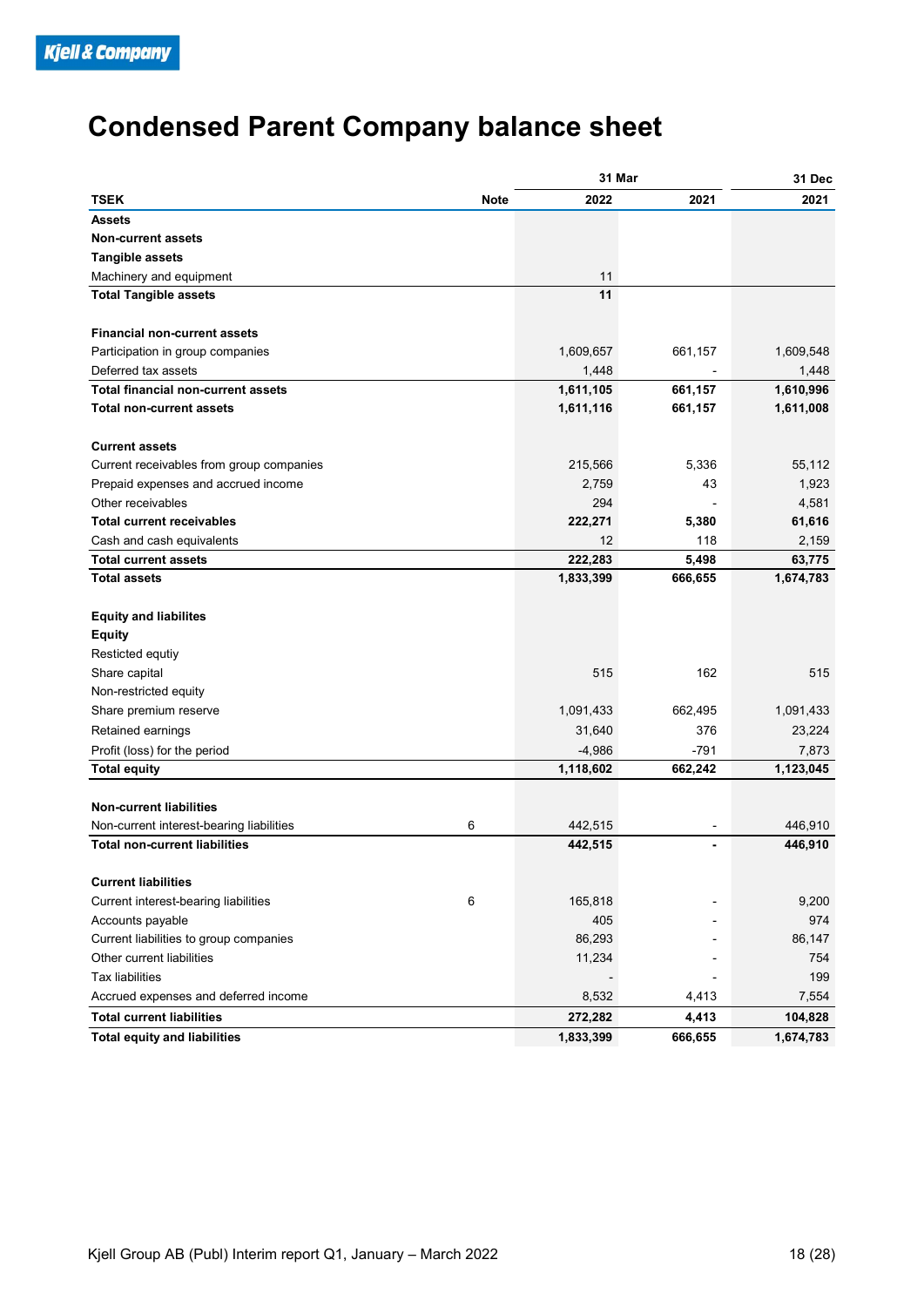# Condensed Parent Company balance sheet

| TSEK | Note | 31 Mar 2022 | 31 Mar 2021 | 31 Dec 2021 |
|---|---|---|---|---|
| **Assets** | | | | |
| **Non-current assets** | | | | |
| **Tangible assets** | | | | |
| Machinery and equipment | | 11 | | |
| **Total Tangible assets** | | **11** | | |
| | | | | |
| **Financial non-current assets** | | | | |
| Participation in group companies | | 1,609,657 | 661,157 | 1,609,548 |
| Deferred tax assets | | 1,448 | - | 1,448 |
| **Total financial non-current assets** | | **1,611,105** | **661,157** | **1,610,996** |
| **Total non-current assets** | | **1,611,116** | **661,157** | **1,611,008** |
| | | | | |
| **Current assets** | | | | |
| Current receivables from group companies | | 215,566 | 5,336 | 55,112 |
| Prepaid expenses and accrued income | | 2,759 | 43 | 1,923 |
| Other receivables | | 294 | - | 4,581 |
| **Total current receivables** | | **222,271** | **5,380** | **61,616** |
| Cash and cash equivalents | | 12 | 118 | 2,159 |
| **Total current assets** | | **222,283** | **5,498** | **63,775** |
| **Total assets** | | **1,833,399** | **666,655** | **1,674,783** |
| | | | | |
| **Equity and liabilites** | | | | |
| **Equity** | | | | |
| Resticted equtiy | | | | |
| Share capital | | 515 | 162 | 515 |
| Non-restricted equity | | | | |
| Share premium reserve | | 1,091,433 | 662,495 | 1,091,433 |
| Retained earnings | | 31,640 | 376 | 23,224 |
| Profit (loss) for the period | | -4,986 | -791 | 7,873 |
| **Total equity** | | **1,118,602** | **662,242** | **1,123,045** |
| | | | | |
| **Non-current liabilities** | | | | |
| Non-current interest-bearing liabilities | 6 | 442,515 | - | 446,910 |
| **Total non-current liabilities** | | **442,515** | **-** | **446,910** |
| | | | | |
| **Current liabilities** | | | | |
| Current interest-bearing liabilities | 6 | 165,818 | - | 9,200 |
| Accounts payable | | 405 | - | 974 |
| Current liabilities to group companies | | 86,293 | - | 86,147 |
| Other current liabilities | | 11,234 | - | 754 |
| Tax liabilities | | - | - | 199 |
| Accrued expenses and deferred income | | 8,532 | 4,413 | 7,554 |
| **Total current liabilities** | | **272,282** | **4,413** | **104,828** |
| **Total equity and liabilities** | | **1,833,399** | **666,655** | **1,674,783** |

Kjell Group AB (Publ) Interim report Q1, January – March 2022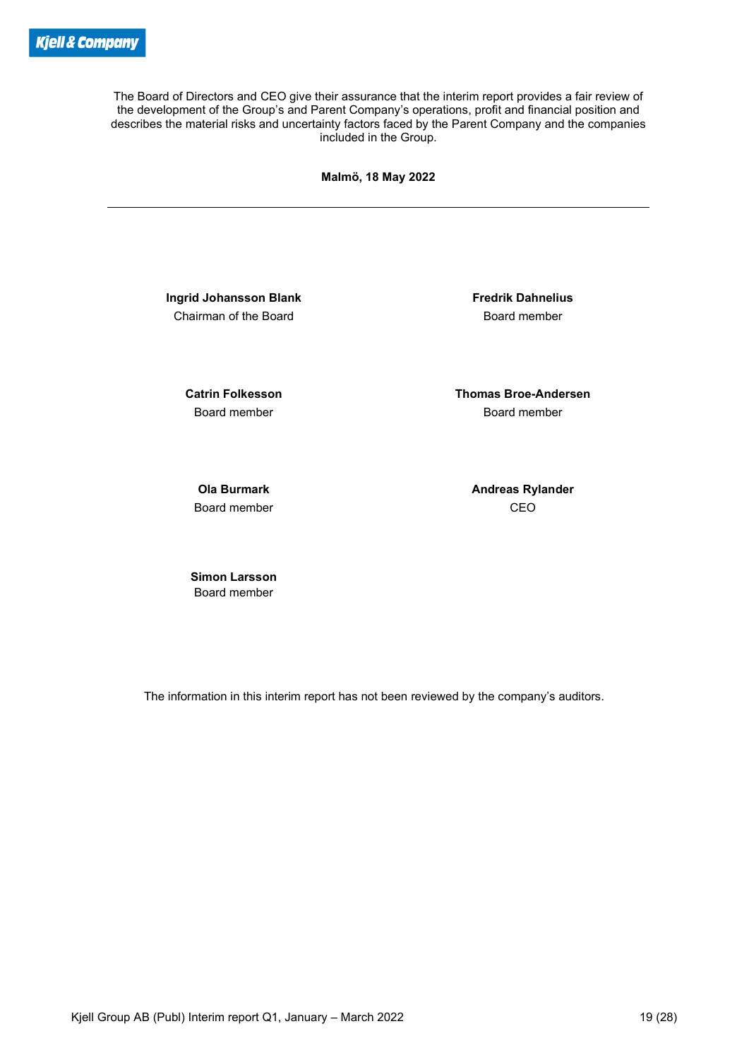The Board of Directors and CEO give their assurance that the interim report provides a fair review of the development of the Group's and Parent Company's operations, profit and financial position and describes the material risks and uncertainty factors faced by the Parent Company and the companies included in the Group.

**Malmö, 18 May 2022**

---

**Ingrid Johansson Blank**
Chairman of the Board

**Fredrik Dahnelius**
Board member

**Catrin Folkesson**
Board member

**Thomas Broe-Andersen**
Board member

**Ola Burmark**
Board member

**Andreas Rylander**
CEO

**Simon Larsson**
Board member

The information in this interim report has not been reviewed by the company's auditors.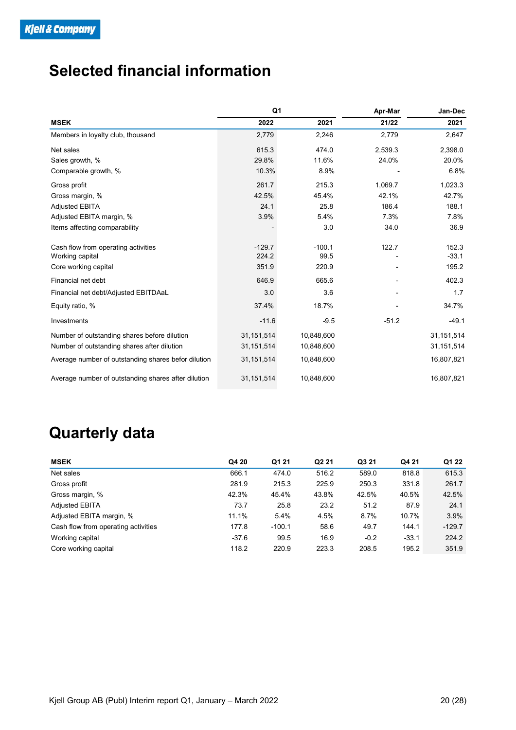# Selected financial information

| MSEK | Q1 2022 | Q1 2021 | Apr-Mar 21/22 | Jan-Dec 2021 |
|---|---|---|---|---|
| Members in loyalty club, thousand | 2,779 | 2,246 | 2,779 | 2,647 |
| Net sales | 615.3 | 474.0 | 2,539.3 | 2,398.0 |
| Sales growth, % | 29.8% | 11.6% | 24.0% | 20.0% |
| Comparable growth, % | 10.3% | 8.9% | - | 6.8% |
| Gross profit | 261.7 | 215.3 | 1,069.7 | 1,023.3 |
| Gross margin, % | 42.5% | 45.4% | 42.1% | 42.7% |
| Adjusted EBITA | 24.1 | 25.8 | 186.4 | 188.1 |
| Adjusted EBITA margin, % | 3.9% | 5.4% | 7.3% | 7.8% |
| Items affecting comparability | - | 3.0 | 34.0 | 36.9 |
| Cash flow from operating activities | -129.7 | -100.1 | 122.7 | 152.3 |
| Working capital | 224.2 | 99.5 | - | -33.1 |
| Core working capital | 351.9 | 220.9 | - | 195.2 |
| Financial net debt | 646.9 | 665.6 | - | 402.3 |
| Financial net debt/Adjusted EBITDAaL | 3.0 | 3.6 | - | 1.7 |
| Equity ratio, % | 37.4% | 18.7% | - | 34.7% |
| Investments | -11.6 | -9.5 | -51.2 | -49.1 |
| Number of outstanding shares before dilution | 31,151,514 | 10,848,600 | | 31,151,514 |
| Number of outstanding shares after dilution | 31,151,514 | 10,848,600 | | 31,151,514 |
| Average number of outstanding shares befor dilution | 31,151,514 | 10,848,600 | | 16,807,821 |
| Average number of outstanding shares after dilution | 31,151,514 | 10,848,600 | | 16,807,821 |

# Quarterly data

| MSEK | Q4 20 | Q1 21 | Q2 21 | Q3 21 | Q4 21 | Q1 22 |
|---|---|---|---|---|---|---|
| Net sales | 666.1 | 474.0 | 516.2 | 589.0 | 818.8 | 615.3 |
| Gross profit | 281.9 | 215.3 | 225.9 | 250.3 | 331.8 | 261.7 |
| Gross margin, % | 42.3% | 45.4% | 43.8% | 42.5% | 40.5% | 42.5% |
| Adjusted EBITA | 73.7 | 25.8 | 23.2 | 51.2 | 87.9 | 24.1 |
| Adjusted EBITA margin, % | 11.1% | 5.4% | 4.5% | 8.7% | 10.7% | 3.9% |
| Cash flow from operating activities | 177.8 | -100.1 | 58.6 | 49.7 | 144.1 | -129.7 |
| Working capital | -37.6 | 99.5 | 16.9 | -0.2 | -33.1 | 224.2 |
| Core working capital | 118.2 | 220.9 | 223.3 | 208.5 | 195.2 | 351.9 |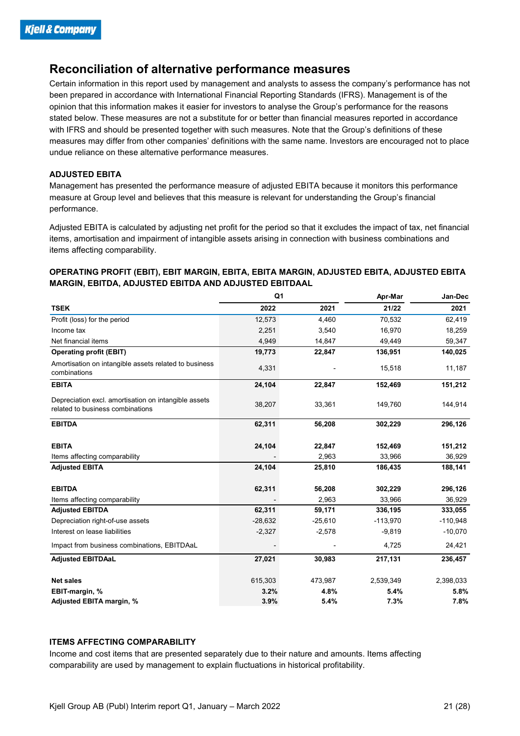# Reconciliation of alternative performance measures

Certain information in this report used by management and analysts to assess the company's performance has not been prepared in accordance with International Financial Reporting Standards (IFRS). Management is of the opinion that this information makes it easier for investors to analyse the Group's performance for the reasons stated below. These measures are not a substitute for or better than financial measures reported in accordance with IFRS and should be presented together with such measures. Note that the Group's definitions of these measures may differ from other companies' definitions with the same name. Investors are encouraged not to place undue reliance on these alternative performance measures.

### ADJUSTED EBITA

Management has presented the performance measure of adjusted EBITA because it monitors this performance measure at Group level and believes that this measure is relevant for understanding the Group's financial performance.

Adjusted EBITA is calculated by adjusting net profit for the period so that it excludes the impact of tax, net financial items, amortisation and impairment of intangible assets arising in connection with business combinations and items affecting comparability.

**OPERATING PROFIT (EBIT), EBIT MARGIN, EBITA, EBITA MARGIN, ADJUSTED EBITA, ADJUSTED EBITA MARGIN, EBITDA, ADJUSTED EBITDA AND ADJUSTED EBITDAAL**

| | Q1 | | Apr-Mar | Jan-Dec |
|---|---|---|---|---|
| **TSEK** | **2022** | **2021** | **21/22** | **2021** |
| Profit (loss) for the period | 12,573 | 4,460 | 70,532 | 62,419 |
| Income tax | 2,251 | 3,540 | 16,970 | 18,259 |
| Net financial items | 4,949 | 14,847 | 49,449 | 59,347 |
| **Operating profit (EBIT)** | **19,773** | **22,847** | **136,951** | **140,025** |
| Amortisation on intangible assets related to business combinations | 4,331 | - | 15,518 | 11,187 |
| **EBITA** | **24,104** | **22,847** | **152,469** | **151,212** |
| Depreciation excl. amortisation on intangible assets related to business combinations | 38,207 | 33,361 | 149,760 | 144,914 |
| **EBITDA** | **62,311** | **56,208** | **302,229** | **296,126** |
| | | | | |
| **EBITA** | **24,104** | **22,847** | **152,469** | **151,212** |
| Items affecting comparability | - | 2,963 | 33,966 | 36,929 |
| **Adjusted EBITA** | **24,104** | **25,810** | **186,435** | **188,141** |
| | | | | |
| **EBITDA** | **62,311** | **56,208** | **302,229** | **296,126** |
| Items affecting comparability | - | 2,963 | 33,966 | 36,929 |
| **Adjusted EBITDA** | **62,311** | **59,171** | **336,195** | **333,055** |
| Depreciation right-of-use assets | -28,632 | -25,610 | -113,970 | -110,948 |
| Interest on lease liabilities | -2,327 | -2,578 | -9,819 | -10,070 |
| Impact from business combinations, EBITDAaL | - | - | 4,725 | 24,421 |
| **Adjusted EBITDAaL** | **27,021** | **30,983** | **217,131** | **236,457** |
| | | | | |
| **Net sales** | 615,303 | 473,987 | 2,539,349 | 2,398,033 |
| **EBIT-margin, %** | **3.2%** | **4.8%** | **5.4%** | **5.8%** |
| **Adjusted EBITA margin, %** | **3.9%** | **5.4%** | **7.3%** | **7.8%** |

### ITEMS AFFECTING COMPARABILITY

Income and cost items that are presented separately due to their nature and amounts. Items affecting comparability are used by management to explain fluctuations in historical profitability.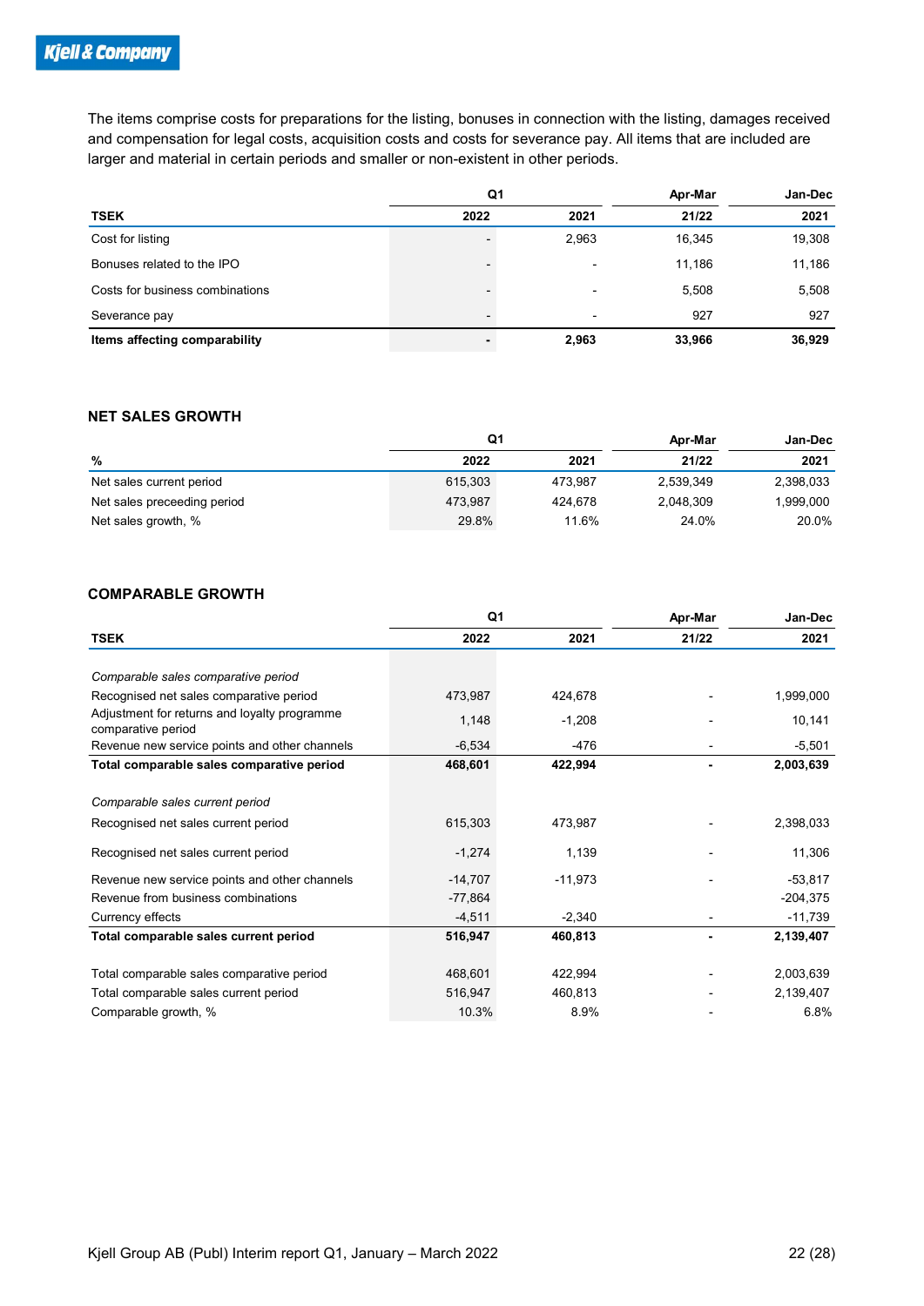The items comprise costs for preparations for the listing, bonuses in connection with the listing, damages received and compensation for legal costs, acquisition costs and costs for severance pay. All items that are included are larger and material in certain periods and smaller or non-existent in other periods.

| | Q1 | | Apr-Mar | Jan-Dec |
|---|---|---|---|---|
| **TSEK** | **2022** | **2021** | **21/22** | **2021** |
| Cost for listing | - | 2,963 | 16,345 | 19,308 |
| Bonuses related to the IPO | - | - | 11,186 | 11,186 |
| Costs for business combinations | - | - | 5,508 | 5,508 |
| Severance pay | - | - | 927 | 927 |
| **Items affecting comparability** | **-** | **2,963** | **33,966** | **36,929** |

## NET SALES GROWTH

| | Q1 | | Apr-Mar | Jan-Dec |
|---|---|---|---|---|
| **%** | **2022** | **2021** | **21/22** | **2021** |
| Net sales current period | 615,303 | 473,987 | 2,539,349 | 2,398,033 |
| Net sales preceeding period | 473,987 | 424,678 | 2,048,309 | 1,999,000 |
| Net sales growth, % | 29.8% | 11.6% | 24.0% | 20.0% |

## COMPARABLE GROWTH

| | Q1 | | Apr-Mar | Jan-Dec |
|---|---|---|---|---|
| **TSEK** | **2022** | **2021** | **21/22** | **2021** |
| *Comparable sales comparative period* | | | | |
| Recognised net sales comparative period | 473,987 | 424,678 | - | 1,999,000 |
| Adjustment for returns and loyalty programme comparative period | 1,148 | -1,208 | - | 10,141 |
| Revenue new service points and other channels | -6,534 | -476 | - | -5,501 |
| **Total comparable sales comparative period** | **468,601** | **422,994** | **-** | **2,003,639** |
| *Comparable sales current period* | | | | |
| Recognised net sales current period | 615,303 | 473,987 | - | 2,398,033 |
| Recognised net sales current period | -1,274 | 1,139 | - | 11,306 |
| Revenue new service points and other channels | -14,707 | -11,973 | - | -53,817 |
| Revenue from business combinations | -77,864 | | | -204,375 |
| Currency effects | -4,511 | -2,340 | - | -11,739 |
| **Total comparable sales current period** | **516,947** | **460,813** | **-** | **2,139,407** |
| Total comparable sales comparative period | 468,601 | 422,994 | - | 2,003,639 |
| Total comparable sales current period | 516,947 | 460,813 | - | 2,139,407 |
| Comparable growth, % | 10.3% | 8.9% | - | 6.8% |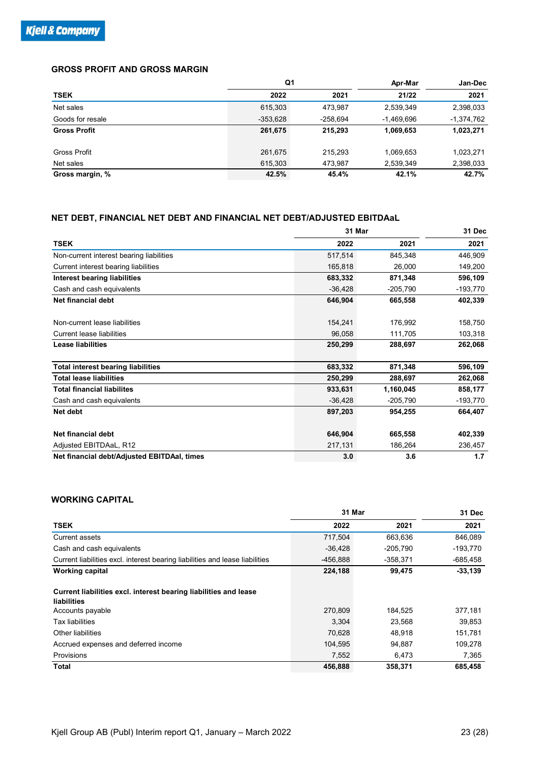### GROSS PROFIT AND GROSS MARGIN

| | Q1 | | Apr-Mar | Jan-Dec |
|---|---|---|---|---|
| **TSEK** | **2022** | **2021** | **21/22** | **2021** |
| Net sales | 615,303 | 473,987 | 2,539,349 | 2,398,033 |
| Goods for resale | -353,628 | -258,694 | -1,469,696 | -1,374,762 |
| **Gross Profit** | **261,675** | **215,293** | **1,069,653** | **1,023,271** |
| | | | | |
| Gross Profit | 261,675 | 215,293 | 1,069,653 | 1,023,271 |
| Net sales | 615,303 | 473,987 | 2,539,349 | 2,398,033 |
| **Gross margin, %** | **42.5%** | **45.4%** | **42.1%** | **42.7%** |

### NET DEBT, FINANCIAL NET DEBT AND FINANCIAL NET DEBT/ADJUSTED EBITDAaL

| | 31 Mar | | 31 Dec |
|---|---|---|---|
| **TSEK** | **2022** | **2021** | **2021** |
| Non-current interest bearing liabilities | 517,514 | 845,348 | 446,909 |
| Current interest bearing liabilities | 165,818 | 26,000 | 149,200 |
| **Interest bearing liabilities** | **683,332** | **871,348** | **596,109** |
| Cash and cash equivalents | -36,428 | -205,790 | -193,770 |
| **Net financial debt** | **646,904** | **665,558** | **402,339** |
| | | | |
| Non-current lease liabilities | 154,241 | 176,992 | 158,750 |
| Current lease liabilities | 96,058 | 111,705 | 103,318 |
| **Lease liabilities** | **250,299** | **288,697** | **262,068** |
| | | | |
| **Total interest bearing liabilities** | **683,332** | **871,348** | **596,109** |
| **Total lease liabilities** | **250,299** | **288,697** | **262,068** |
| **Total financial liabilites** | **933,631** | **1,160,045** | **858,177** |
| Cash and cash equivalents | -36,428 | -205,790 | -193,770 |
| **Net debt** | **897,203** | **954,255** | **664,407** |
| | | | |
| **Net financial debt** | **646,904** | **665,558** | **402,339** |
| Adjusted EBITDAaL, R12 | 217,131 | 186,264 | 236,457 |
| **Net financial debt/Adjusted EBITDAal, times** | **3.0** | **3.6** | **1.7** |

### WORKING CAPITAL

| | 31 Mar | | 31 Dec |
|---|---|---|---|
| **TSEK** | **2022** | **2021** | **2021** |
| Current assets | 717,504 | 663,636 | 846,089 |
| Cash and cash equivalents | -36,428 | -205,790 | -193,770 |
| Current liabilities excl. interest bearing liabilities and lease liabilities | -456,888 | -358,371 | -685,458 |
| **Working capital** | **224,188** | **99,475** | **-33,139** |
| | | | |
| **Current liabilities excl. interest bearing liabilities and lease liabilities** | | | |
| Accounts payable | 270,809 | 184,525 | 377,181 |
| Tax liabilities | 3,304 | 23,568 | 39,853 |
| Other liabilities | 70,628 | 48,918 | 151,781 |
| Accrued expenses and deferred income | 104,595 | 94,887 | 109,278 |
| Provisions | 7,552 | 6,473 | 7,365 |
| **Total** | **456,888** | **358,371** | **685,458** |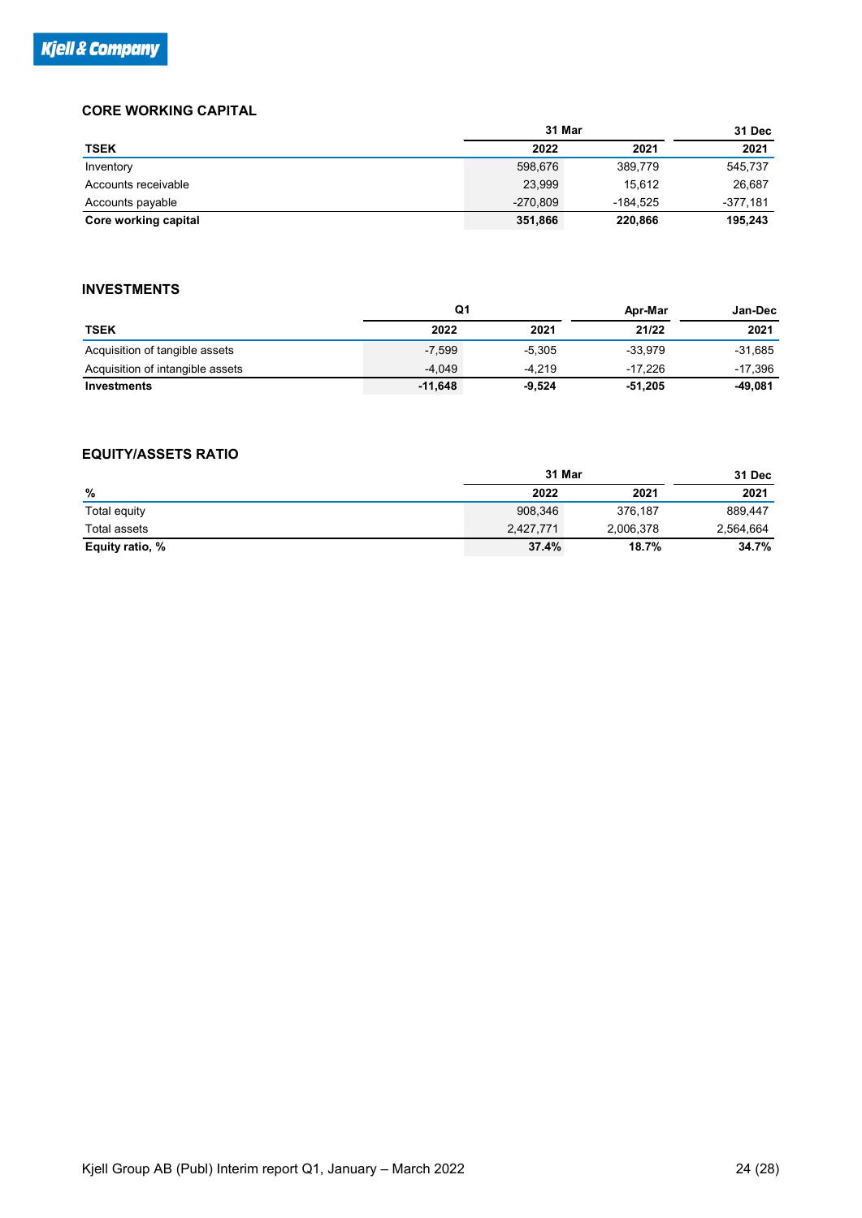## CORE WORKING CAPITAL

| TSEK | 31 Mar 2022 | 31 Mar 2021 | 31 Dec 2021 |
|---|---|---|---|
| Inventory | 598,676 | 389,779 | 545,737 |
| Accounts receivable | 23,999 | 15,612 | 26,687 |
| Accounts payable | -270,809 | -184,525 | -377,181 |
| **Core working capital** | **351,866** | **220,866** | **195,243** |

## INVESTMENTS

| TSEK | Q1 2022 | Q1 2021 | Apr-Mar 21/22 | Jan-Dec 2021 |
|---|---|---|---|---|
| Acquisition of tangible assets | -7,599 | -5,305 | -33,979 | -31,685 |
| Acquisition of intangible assets | -4,049 | -4,219 | -17,226 | -17,396 |
| **Investments** | **-11,648** | **-9,524** | **-51,205** | **-49,081** |

## EQUITY/ASSETS RATIO

| % | 31 Mar 2022 | 31 Mar 2021 | 31 Dec 2021 |
|---|---|---|---|
| Total equity | 908,346 | 376,187 | 889,447 |
| Total assets | 2,427,771 | 2,006,378 | 2,564,664 |
| **Equity ratio, %** | **37.4%** | **18.7%** | **34.7%** |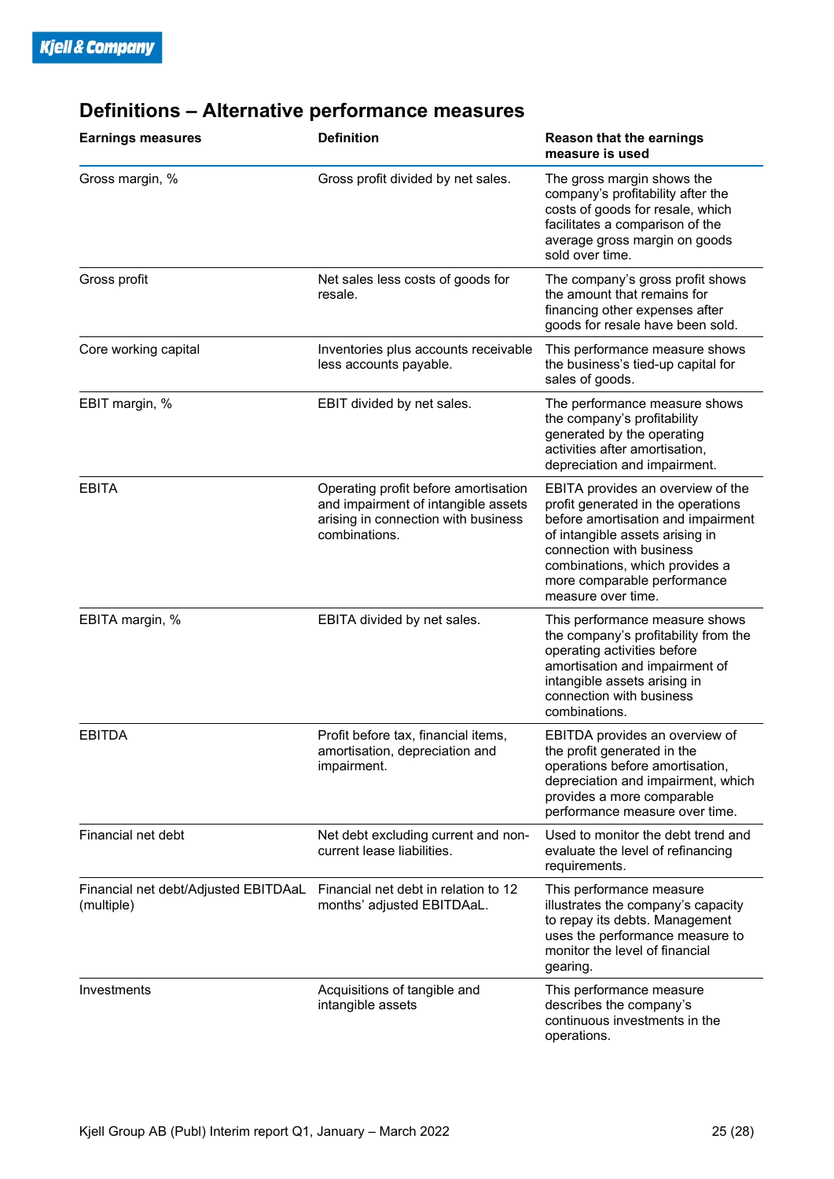# Definitions – Alternative performance measures

| Earnings measures | Definition | Reason that the earnings measure is used |
|---|---|---|
| Gross margin, % | Gross profit divided by net sales. | The gross margin shows the company's profitability after the costs of goods for resale, which facilitates a comparison of the average gross margin on goods sold over time. |
| Gross profit | Net sales less costs of goods for resale. | The company's gross profit shows the amount that remains for financing other expenses after goods for resale have been sold. |
| Core working capital | Inventories plus accounts receivable less accounts payable. | This performance measure shows the business's tied-up capital for sales of goods. |
| EBIT margin, % | EBIT divided by net sales. | The performance measure shows the company's profitability generated by the operating activities after amortisation, depreciation and impairment. |
| EBITA | Operating profit before amortisation and impairment of intangible assets arising in connection with business combinations. | EBITA provides an overview of the profit generated in the operations before amortisation and impairment of intangible assets arising in connection with business combinations, which provides a more comparable performance measure over time. |
| EBITA margin, % | EBITA divided by net sales. | This performance measure shows the company's profitability from the operating activities before amortisation and impairment of intangible assets arising in connection with business combinations. |
| EBITDA | Profit before tax, financial items, amortisation, depreciation and impairment. | EBITDA provides an overview of the profit generated in the operations before amortisation, depreciation and impairment, which provides a more comparable performance measure over time. |
| Financial net debt | Net debt excluding current and non-current lease liabilities. | Used to monitor the debt trend and evaluate the level of refinancing requirements. |
| Financial net debt/Adjusted EBITDAaL (multiple) | Financial net debt in relation to 12 months' adjusted EBITDAaL. | This performance measure illustrates the company's capacity to repay its debts. Management uses the performance measure to monitor the level of financial gearing. |
| Investments | Acquisitions of tangible and intangible assets | This performance measure describes the company's continuous investments in the operations. |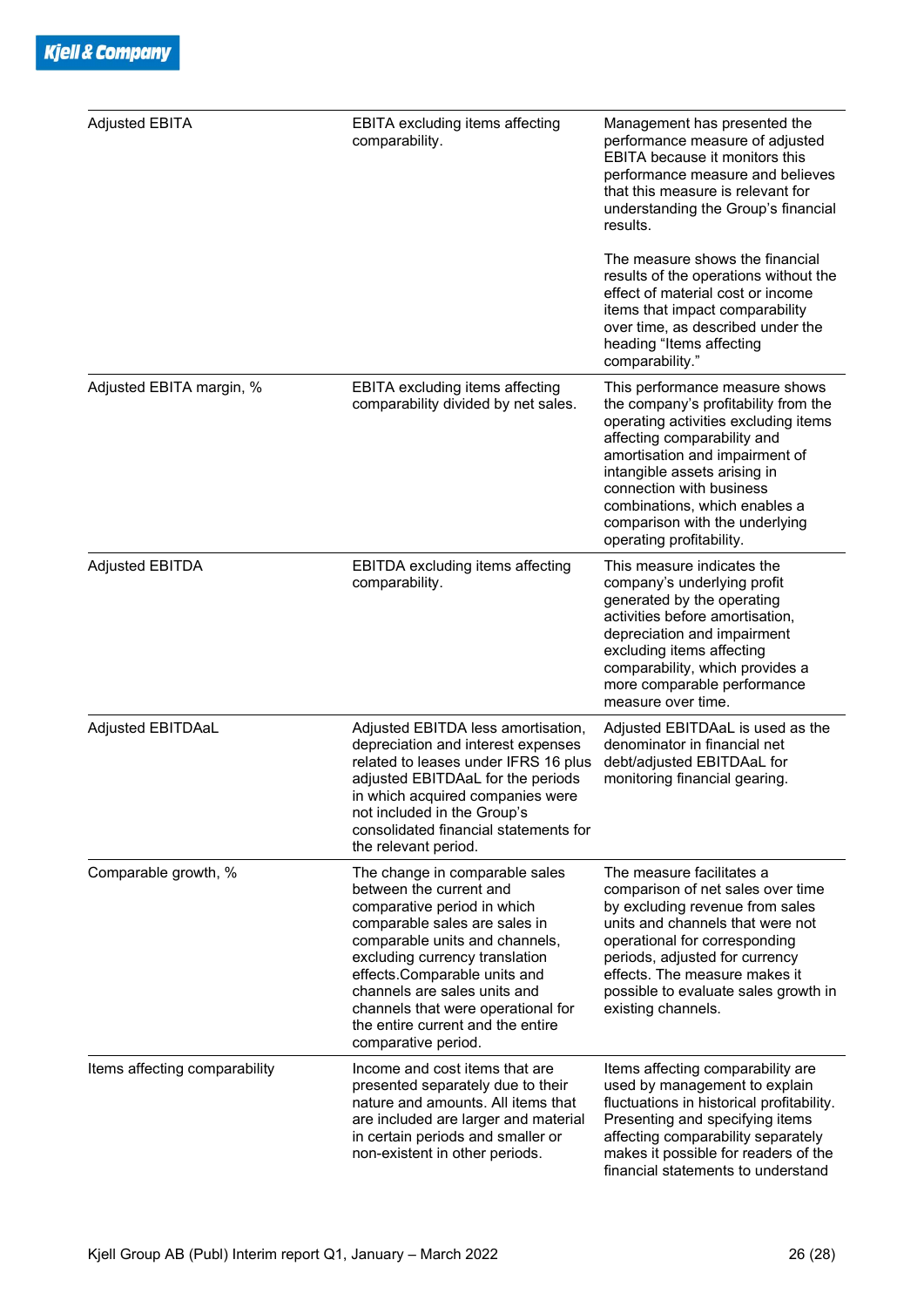| | | |
|---|---|---|
| Adjusted EBITA | EBITA excluding items affecting comparability. | Management has presented the performance measure of adjusted EBITA because it monitors this performance measure and believes that this measure is relevant for understanding the Group's financial results.<br><br>The measure shows the financial results of the operations without the effect of material cost or income items that impact comparability over time, as described under the heading "Items affecting comparability." |
| Adjusted EBITA margin, % | EBITA excluding items affecting comparability divided by net sales. | This performance measure shows the company's profitability from the operating activities excluding items affecting comparability and amortisation and impairment of intangible assets arising in connection with business combinations, which enables a comparison with the underlying operating profitability. |
| Adjusted EBITDA | EBITDA excluding items affecting comparability. | This measure indicates the company's underlying profit generated by the operating activities before amortisation, depreciation and impairment excluding items affecting comparability, which provides a more comparable performance measure over time. |
| Adjusted EBITDAaL | Adjusted EBITDA less amortisation, depreciation and interest expenses related to leases under IFRS 16 plus adjusted EBITDAaL for the periods in which acquired companies were not included in the Group's consolidated financial statements for the relevant period. | Adjusted EBITDAaL is used as the denominator in financial net debt/adjusted EBITDAaL for monitoring financial gearing. |
| Comparable growth, % | The change in comparable sales between the current and comparative period in which comparable sales are sales in comparable units and channels, excluding currency translation effects.Comparable units and channels are sales units and channels that were operational for the entire current and the entire comparative period. | The measure facilitates a comparison of net sales over time by excluding revenue from sales units and channels that were not operational for corresponding periods, adjusted for currency effects. The measure makes it possible to evaluate sales growth in existing channels. |
| Items affecting comparability | Income and cost items that are presented separately due to their nature and amounts. All items that are included are larger and material in certain periods and smaller or non-existent in other periods. | Items affecting comparability are used by management to explain fluctuations in historical profitability. Presenting and specifying items affecting comparability separately makes it possible for readers of the financial statements to understand |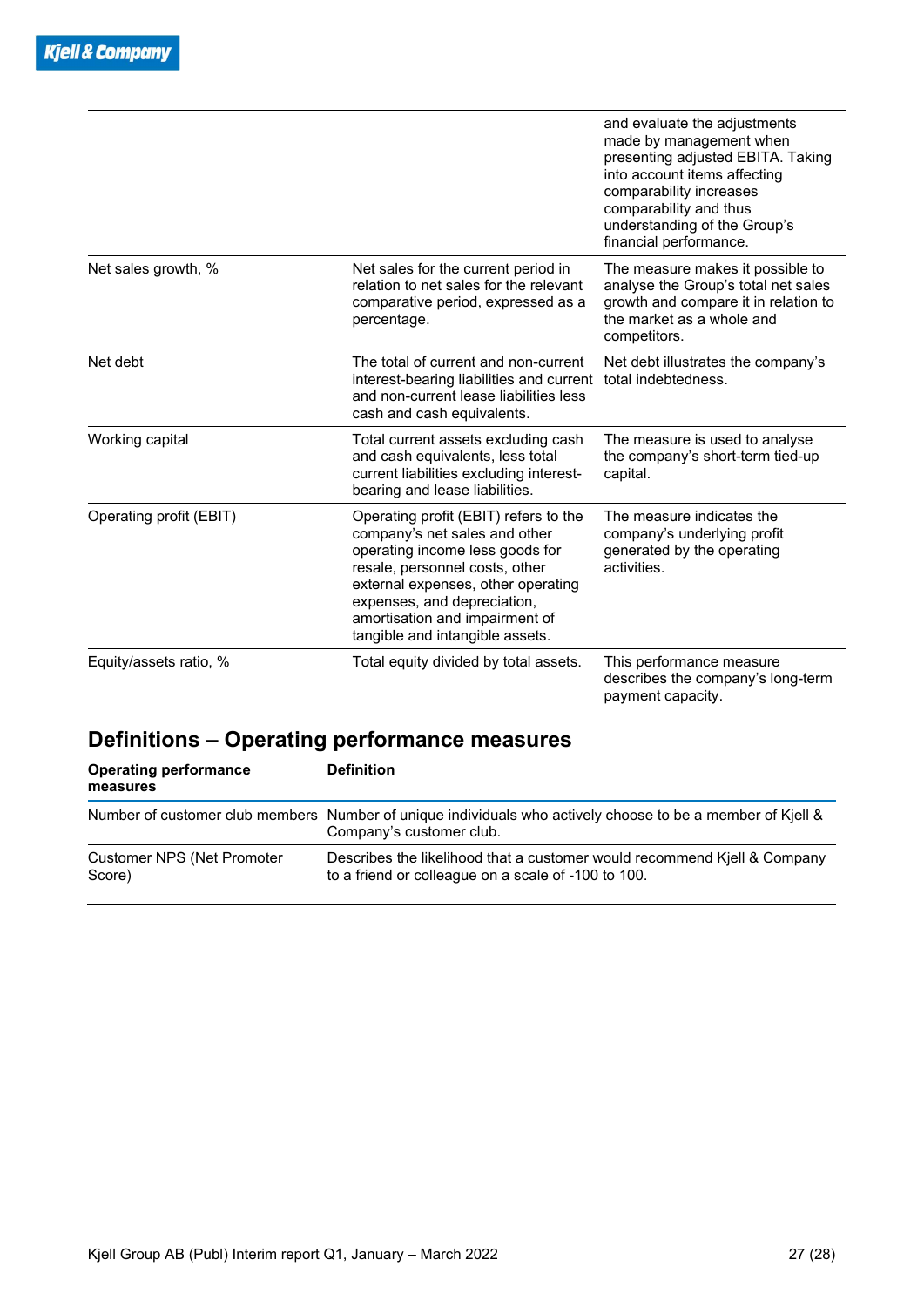| | | |
|---|---|---|
| | | and evaluate the adjustments made by management when presenting adjusted EBITA. Taking into account items affecting comparability increases comparability and thus understanding of the Group's financial performance. |
| Net sales growth, % | Net sales for the current period in relation to net sales for the relevant comparative period, expressed as a percentage. | The measure makes it possible to analyse the Group's total net sales growth and compare it in relation to the market as a whole and competitors. |
| Net debt | The total of current and non-current interest-bearing liabilities and current and non-current lease liabilities less cash and cash equivalents. | Net debt illustrates the company's total indebtedness. |
| Working capital | Total current assets excluding cash and cash equivalents, less total current liabilities excluding interest-bearing and lease liabilities. | The measure is used to analyse the company's short-term tied-up capital. |
| Operating profit (EBIT) | Operating profit (EBIT) refers to the company's net sales and other operating income less goods for resale, personnel costs, other external expenses, other operating expenses, and depreciation, amortisation and impairment of tangible and intangible assets. | The measure indicates the company's underlying profit generated by the operating activities. |
| Equity/assets ratio, % | Total equity divided by total assets. | This performance measure describes the company's long-term payment capacity. |

## Definitions – Operating performance measures

| Operating performance measures | Definition |
|---|---|
| Number of customer club members | Number of unique individuals who actively choose to be a member of Kjell & Company's customer club. |
| Customer NPS (Net Promoter Score) | Describes the likelihood that a customer would recommend Kjell & Company to a friend or colleague on a scale of -100 to 100. |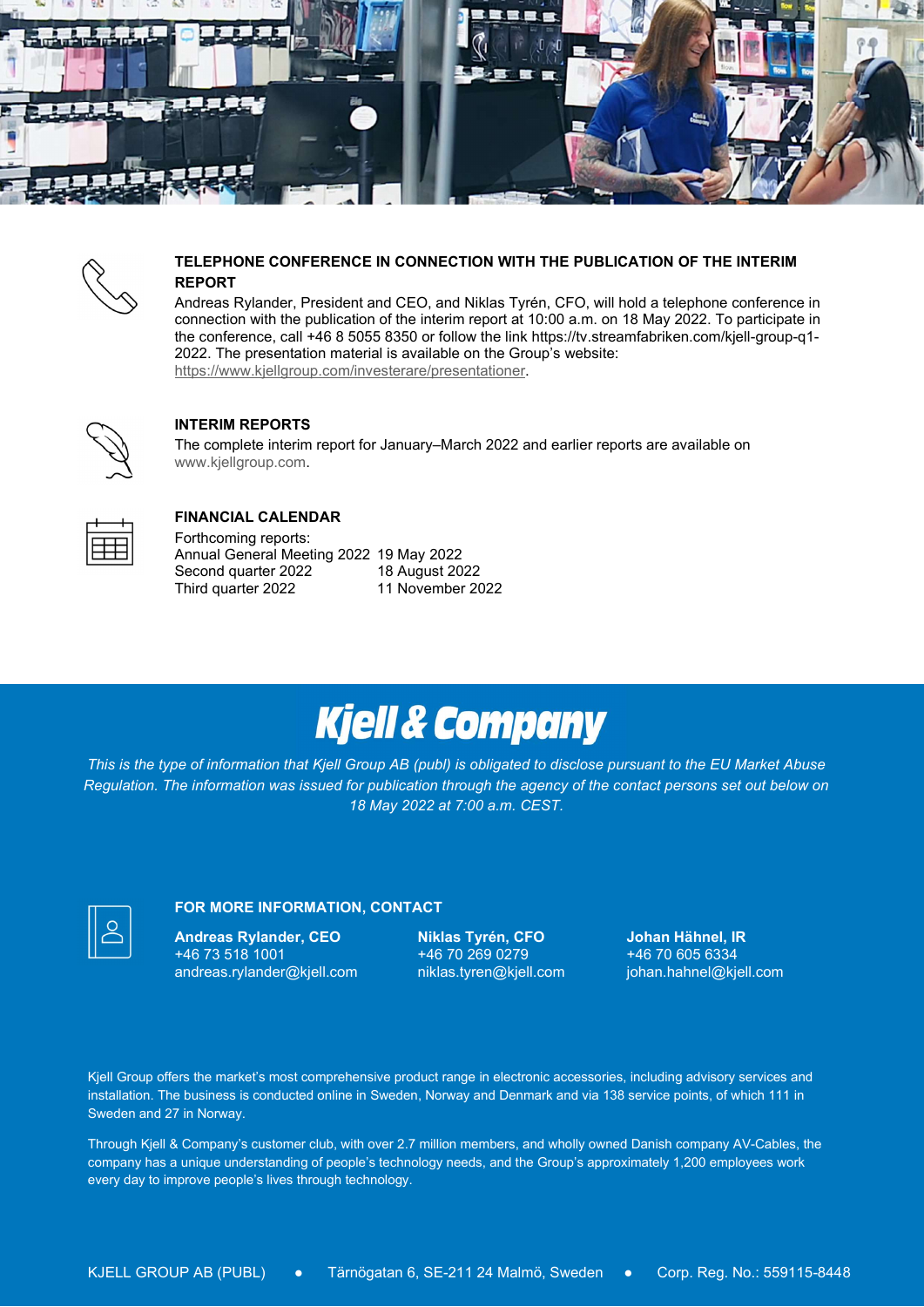## TELEPHONE CONFERENCE IN CONNECTION WITH THE PUBLICATION OF THE INTERIM REPORT

Andreas Rylander, President and CEO, and Niklas Tyrén, CFO, will hold a telephone conference in connection with the publication of the interim report at 10:00 a.m. on 18 May 2022. To participate in the conference, call +46 8 5055 8350 or follow the link https://tv.streamfabriken.com/kjell-group-q1-2022. The presentation material is available on the Group's website: https://www.kjellgroup.com/investerare/presentationer.

## INTERIM REPORTS

The complete interim report for January–March 2022 and earlier reports are available on www.kjellgroup.com.

## FINANCIAL CALENDAR

Forthcoming reports:

| | |
|---|---|
| Annual General Meeting 2022 | 19 May 2022 |
| Second quarter 2022 | 18 August 2022 |
| Third quarter 2022 | 11 November 2022 |

Kjell & Company

*This is the type of information that Kjell Group AB (publ) is obligated to disclose pursuant to the EU Market Abuse Regulation. The information was issued for publication through the agency of the contact persons set out below on 18 May 2022 at 7:00 a.m. CEST.*

## FOR MORE INFORMATION, CONTACT

**Andreas Rylander, CEO**
+46 73 518 1001
andreas.rylander@kjell.com

**Niklas Tyrén, CFO**
+46 70 269 0279
niklas.tyren@kjell.com

**Johan Hähnel, IR**
+46 70 605 6334
johan.hahnel@kjell.com

Kjell Group offers the market's most comprehensive product range in electronic accessories, including advisory services and installation. The business is conducted online in Sweden, Norway and Denmark and via 138 service points, of which 111 in Sweden and 27 in Norway.

Through Kjell & Company's customer club, with over 2.7 million members, and wholly owned Danish company AV-Cables, the company has a unique understanding of people's technology needs, and the Group's approximately 1,200 employees work every day to improve people's lives through technology.

KJELL GROUP AB (PUBL) ● Tärnögatan 6, SE-211 24 Malmö, Sweden ● Corp. Reg. No.: 559115-8448